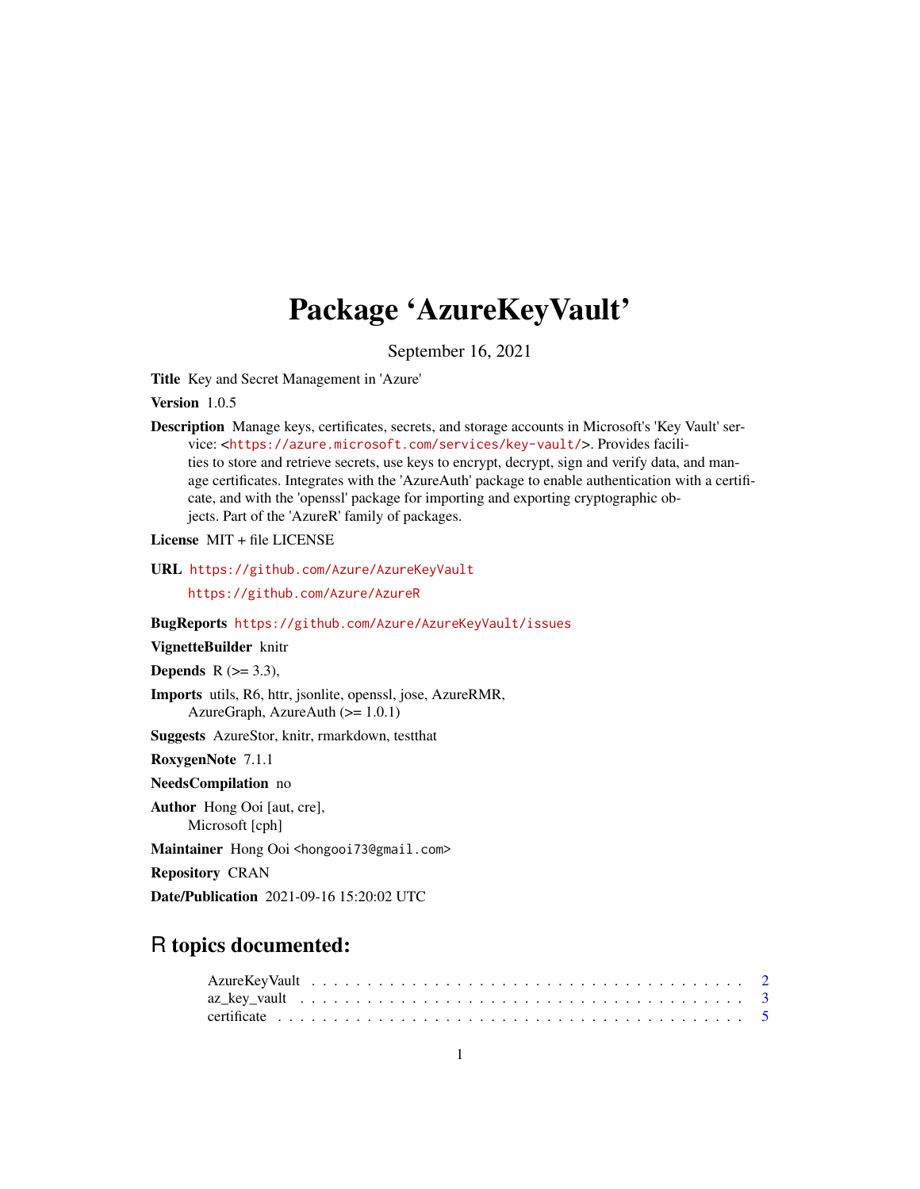# Package 'AzureKeyVault'

September 16, 2021

**Title** Key and Secret Management in 'Azure'

**Version** 1.0.5

**Description** Manage keys, certificates, secrets, and storage accounts in Microsoft's 'Key Vault' service: <https://azure.microsoft.com/services/key-vault/>. Provides facilities to store and retrieve secrets, use keys to encrypt, decrypt, sign and verify data, and manage certificates. Integrates with the 'AzureAuth' package to enable authentication with a certificate, and with the 'openssl' package for importing and exporting cryptographic objects. Part of the 'AzureR' family of packages.

**License** MIT + file LICENSE

**URL** https://github.com/Azure/AzureKeyVault
https://github.com/Azure/AzureR

**BugReports** https://github.com/Azure/AzureKeyVault/issues

**VignetteBuilder** knitr

**Depends** R (>= 3.3),

**Imports** utils, R6, httr, jsonlite, openssl, jose, AzureRMR, AzureGraph, AzureAuth (>= 1.0.1)

**Suggests** AzureStor, knitr, rmarkdown, testthat

**RoxygenNote** 7.1.1

**NeedsCompilation** no

**Author** Hong Ooi [aut, cre],
Microsoft [cph]

**Maintainer** Hong Ooi <hongooi73@gmail.com>

**Repository** CRAN

**Date/Publication** 2021-09-16 15:20:02 UTC

## R topics documented:

AzureKeyVault . . . . . . . . . . . . . . . . . . . . . . . . . . . . . . . . . . . . 2
az_key_vault . . . . . . . . . . . . . . . . . . . . . . . . . . . . . . . . . . . . 3
certificate . . . . . . . . . . . . . . . . . . . . . . . . . . . . . . . . . . . . 5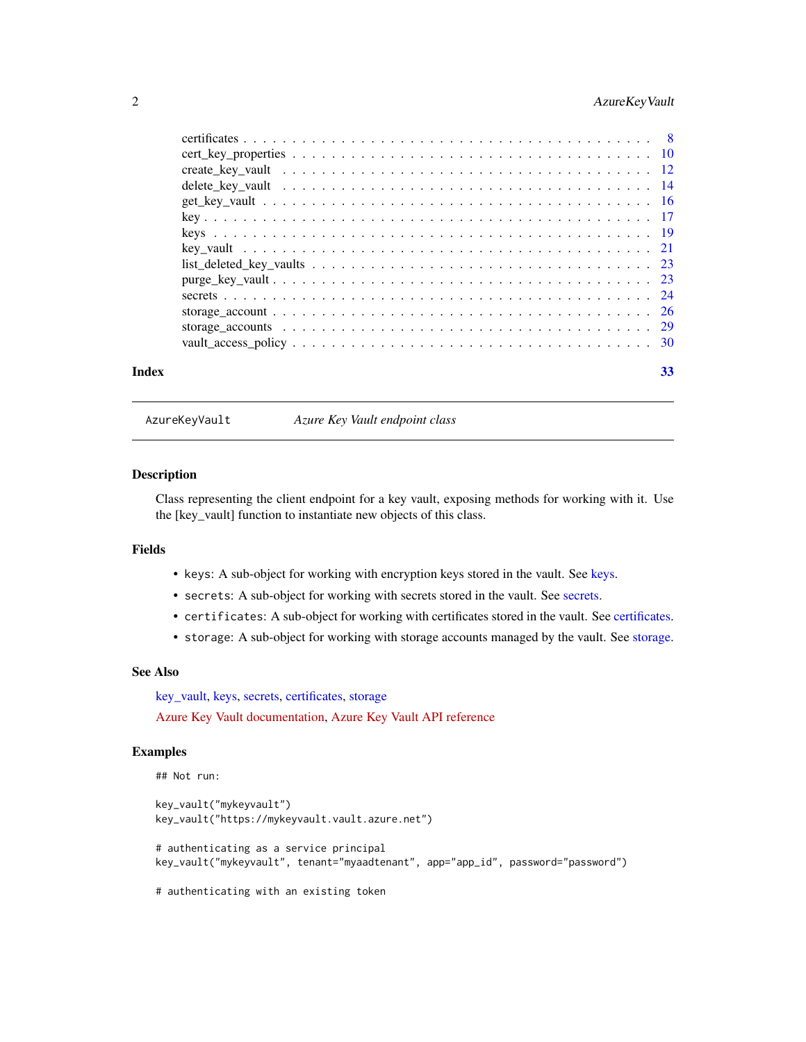certificates . . . . . . . . . . . . . . . . . . . . . . . . . . . . . . . . . . . . . . . . 8
cert_key_properties . . . . . . . . . . . . . . . . . . . . . . . . . . . . . . . . . . . 10
create_key_vault . . . . . . . . . . . . . . . . . . . . . . . . . . . . . . . . . . . . 12
delete_key_vault . . . . . . . . . . . . . . . . . . . . . . . . . . . . . . . . . . . . 14
get_key_vault . . . . . . . . . . . . . . . . . . . . . . . . . . . . . . . . . . . . . . 16
key . . . . . . . . . . . . . . . . . . . . . . . . . . . . . . . . . . . . . . . . . . . . 17
keys . . . . . . . . . . . . . . . . . . . . . . . . . . . . . . . . . . . . . . . . . . . 19
key_vault . . . . . . . . . . . . . . . . . . . . . . . . . . . . . . . . . . . . . . . . 21
list_deleted_key_vaults . . . . . . . . . . . . . . . . . . . . . . . . . . . . . . . . . 23
purge_key_vault . . . . . . . . . . . . . . . . . . . . . . . . . . . . . . . . . . . . . 23
secrets . . . . . . . . . . . . . . . . . . . . . . . . . . . . . . . . . . . . . . . . . . 24
storage_account . . . . . . . . . . . . . . . . . . . . . . . . . . . . . . . . . . . . . 26
storage_accounts . . . . . . . . . . . . . . . . . . . . . . . . . . . . . . . . . . . . 29
vault_access_policy . . . . . . . . . . . . . . . . . . . . . . . . . . . . . . . . . . . 30

**Index** 33

---

`AzureKeyVault` *Azure Key Vault endpoint class*

---

## Description

Class representing the client endpoint for a key vault, exposing methods for working with it. Use the [key_vault] function to instantiate new objects of this class.

## Fields

- `keys`: A sub-object for working with encryption keys stored in the vault. See keys.
- `secrets`: A sub-object for working with secrets stored in the vault. See secrets.
- `certificates`: A sub-object for working with certificates stored in the vault. See certificates.
- `storage`: A sub-object for working with storage accounts managed by the vault. See storage.

## See Also

key_vault, keys, secrets, certificates, storage

Azure Key Vault documentation, Azure Key Vault API reference

## Examples

```
## Not run:

key_vault("mykeyvault")
key_vault("https://mykeyvault.vault.azure.net")

# authenticating as a service principal
key_vault("mykeyvault", tenant="myaadtenant", app="app_id", password="password")

# authenticating with an existing token
```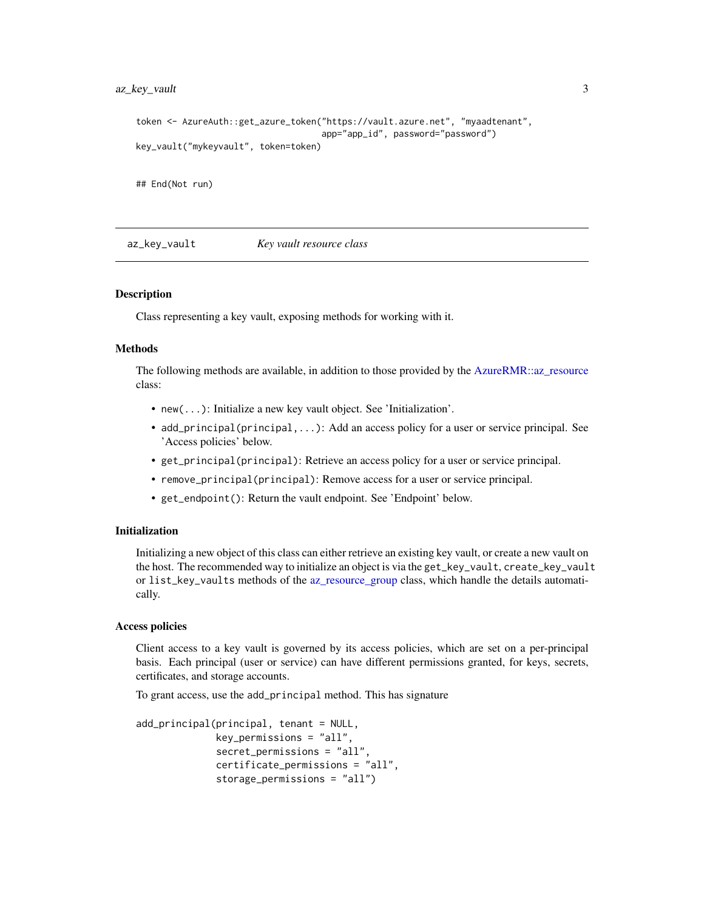```
token <- AzureAuth::get_azure_token("https://vault.azure.net", "myaadtenant",
                                    app="app_id", password="password")
key_vault("mykeyvault", token=token)


## End(Not run)
```

---

az_key_vault *Key vault resource class*

---

### Description

Class representing a key vault, exposing methods for working with it.

### Methods

The following methods are available, in addition to those provided by the AzureRMR::az_resource class:

- `new(...)`: Initialize a new key vault object. See 'Initialization'.
- `add_principal(principal,...)`: Add an access policy for a user or service principal. See 'Access policies' below.
- `get_principal(principal)`: Retrieve an access policy for a user or service principal.
- `remove_principal(principal)`: Remove access for a user or service principal.
- `get_endpoint()`: Return the vault endpoint. See 'Endpoint' below.

### Initialization

Initializing a new object of this class can either retrieve an existing key vault, or create a new vault on the host. The recommended way to initialize an object is via the `get_key_vault`, `create_key_vault` or `list_key_vaults` methods of the az_resource_group class, which handle the details automatically.

### Access policies

Client access to a key vault is governed by its access policies, which are set on a per-principal basis. Each principal (user or service) can have different permissions granted, for keys, secrets, certificates, and storage accounts.

To grant access, use the `add_principal` method. This has signature

```
add_principal(principal, tenant = NULL,
              key_permissions = "all",
              secret_permissions = "all",
              certificate_permissions = "all",
              storage_permissions = "all")
```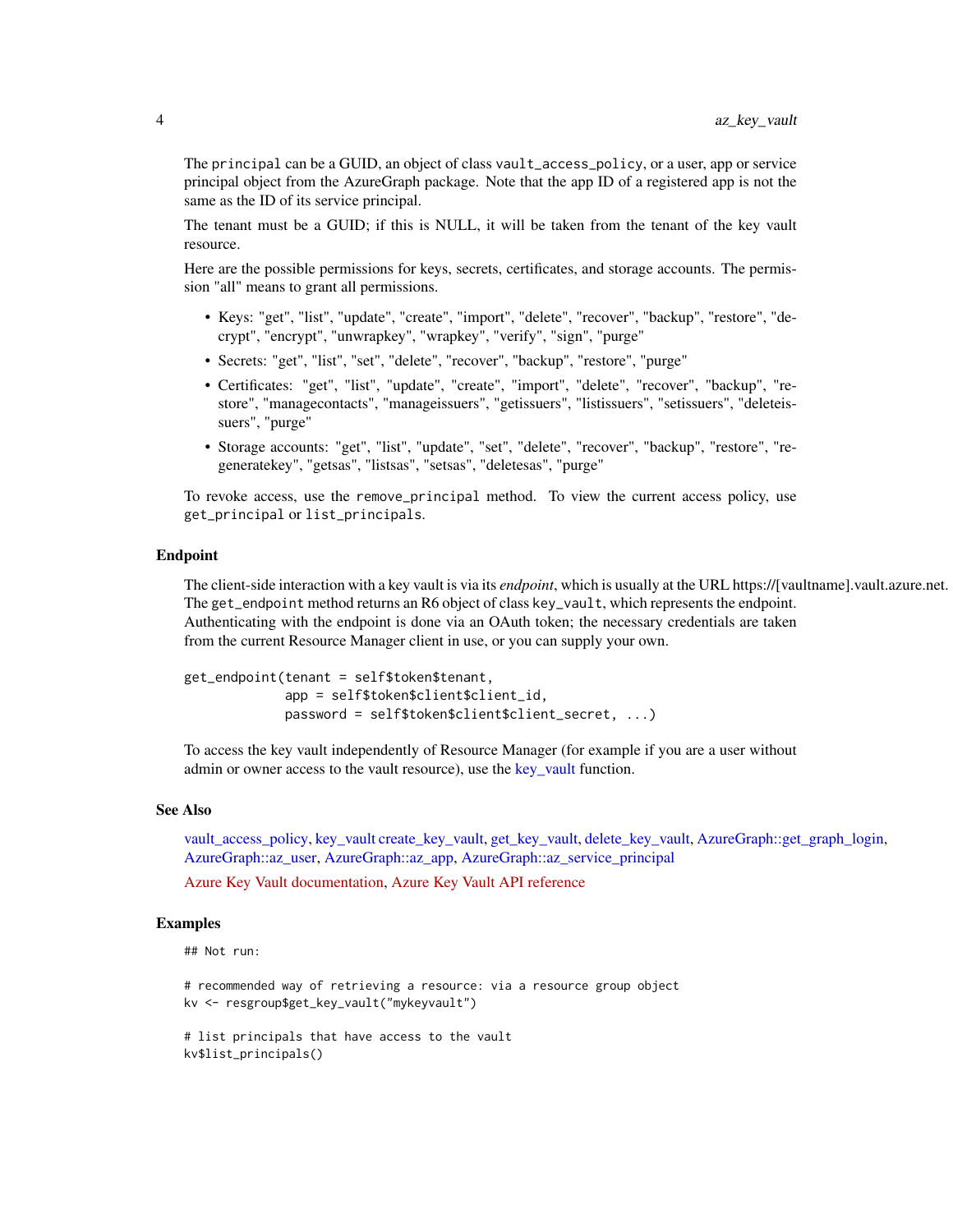The principal can be a GUID, an object of class vault_access_policy, or a user, app or service principal object from the AzureGraph package. Note that the app ID of a registered app is not the same as the ID of its service principal.

The tenant must be a GUID; if this is NULL, it will be taken from the tenant of the key vault resource.

Here are the possible permissions for keys, secrets, certificates, and storage accounts. The permission "all" means to grant all permissions.

- Keys: "get", "list", "update", "create", "import", "delete", "recover", "backup", "restore", "decrypt", "encrypt", "unwrapkey", "wrapkey", "verify", "sign", "purge"
- Secrets: "get", "list", "set", "delete", "recover", "backup", "restore", "purge"
- Certificates: "get", "list", "update", "create", "import", "delete", "recover", "backup", "restore", "managecontacts", "manageissuers", "getissuers", "listissuers", "setissuers", "deleteissuers", "purge"
- Storage accounts: "get", "list", "update", "set", "delete", "recover", "backup", "restore", "regeneratekey", "getsas", "listsas", "setsas", "deletesas", "purge"

To revoke access, use the remove_principal method. To view the current access policy, use get_principal or list_principals.

## Endpoint

The client-side interaction with a key vault is via its *endpoint*, which is usually at the URL https://[vaultname].vault.azure.net. The get_endpoint method returns an R6 object of class key_vault, which represents the endpoint. Authenticating with the endpoint is done via an OAuth token; the necessary credentials are taken from the current Resource Manager client in use, or you can supply your own.

```
get_endpoint(tenant = self$token$tenant,
             app = self$token$client$client_id,
             password = self$token$client$client_secret, ...)
```

To access the key vault independently of Resource Manager (for example if you are a user without admin or owner access to the vault resource), use the key_vault function.

## See Also

vault_access_policy, key_vault create_key_vault, get_key_vault, delete_key_vault, AzureGraph::get_graph_login, AzureGraph::az_user, AzureGraph::az_app, AzureGraph::az_service_principal

Azure Key Vault documentation, Azure Key Vault API reference

## Examples

```
## Not run:

# recommended way of retrieving a resource: via a resource group object
kv <- resgroup$get_key_vault("mykeyvault")

# list principals that have access to the vault
kv$list_principals()
```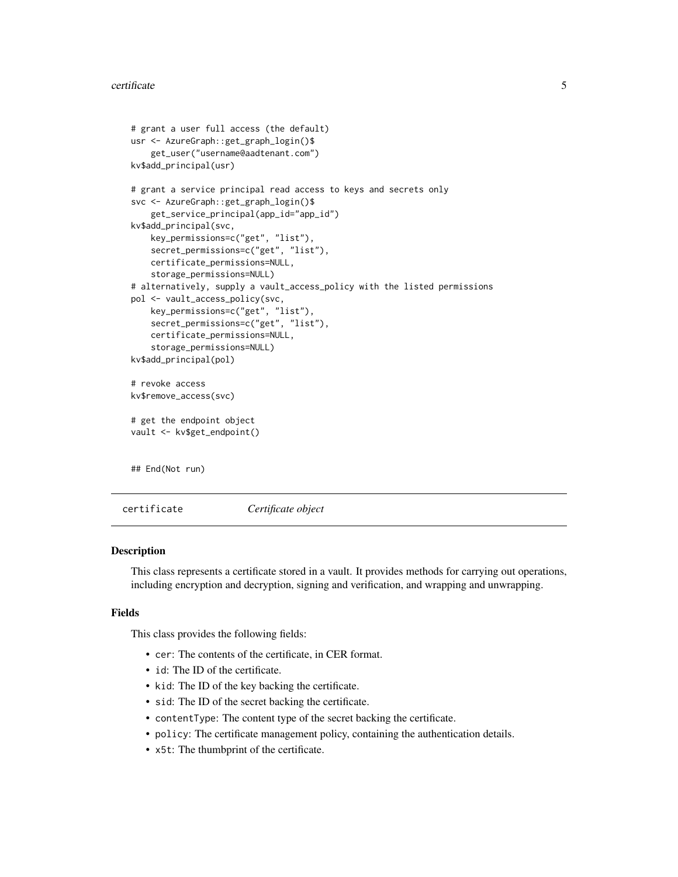```
# grant a user full access (the default)
usr <- AzureGraph::get_graph_login()$
    get_user("username@aadtenant.com")
kv$add_principal(usr)

# grant a service principal read access to keys and secrets only
svc <- AzureGraph::get_graph_login()$
    get_service_principal(app_id="app_id")
kv$add_principal(svc,
    key_permissions=c("get", "list"),
    secret_permissions=c("get", "list"),
    certificate_permissions=NULL,
    storage_permissions=NULL)
# alternatively, supply a vault_access_policy with the listed permissions
pol <- vault_access_policy(svc,
    key_permissions=c("get", "list"),
    secret_permissions=c("get", "list"),
    certificate_permissions=NULL,
    storage_permissions=NULL)
kv$add_principal(pol)

# revoke access
kv$remove_access(svc)

# get the endpoint object
vault <- kv$get_endpoint()


## End(Not run)
```

## certificate — *Certificate object*

### Description

This class represents a certificate stored in a vault. It provides methods for carrying out operations, including encryption and decryption, signing and verification, and wrapping and unwrapping.

### Fields

This class provides the following fields:

- `cer`: The contents of the certificate, in CER format.
- `id`: The ID of the certificate.
- `kid`: The ID of the key backing the certificate.
- `sid`: The ID of the secret backing the certificate.
- `contentType`: The content type of the secret backing the certificate.
- `policy`: The certificate management policy, containing the authentication details.
- `x5t`: The thumbprint of the certificate.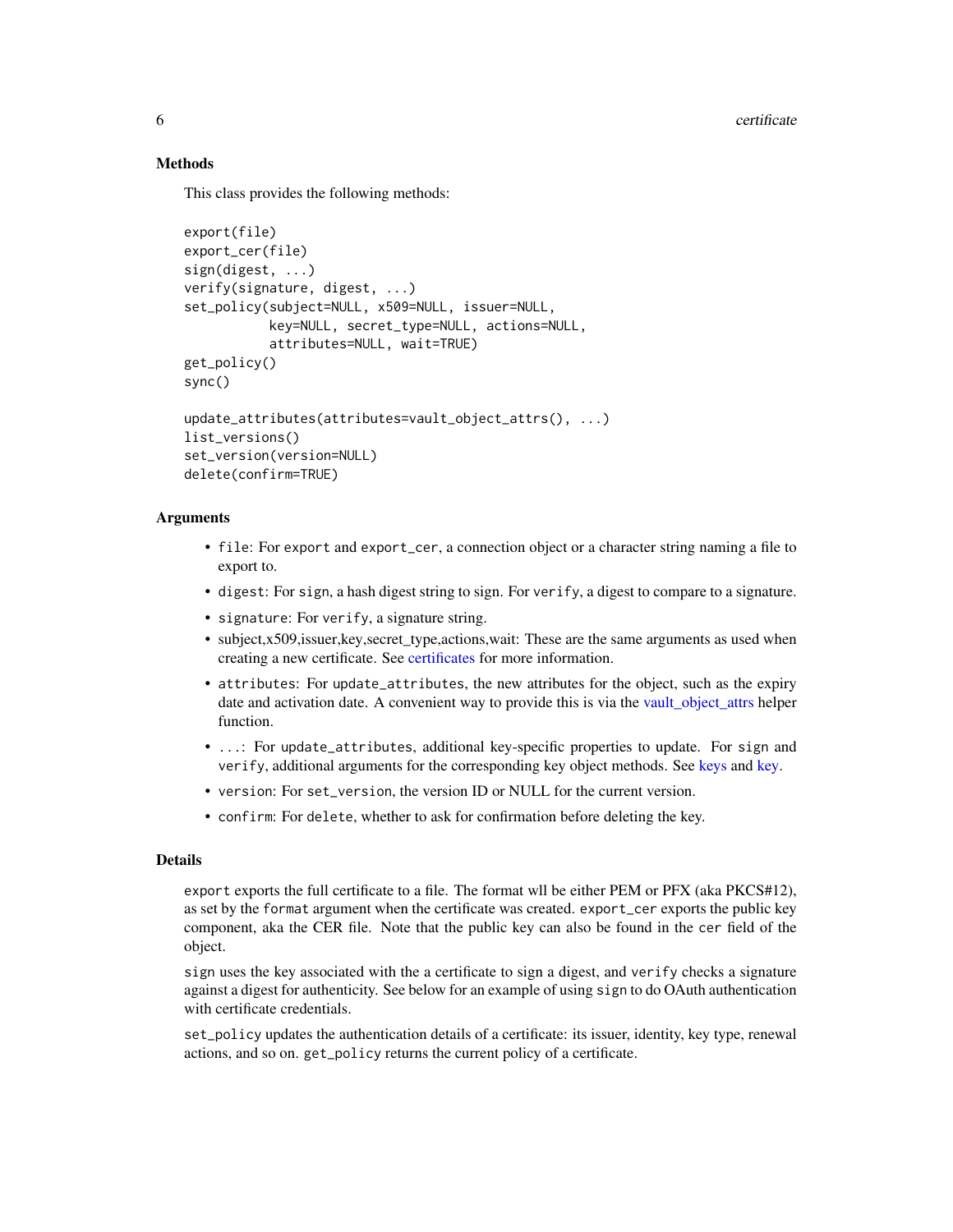### Methods

This class provides the following methods:

```
export(file)
export_cer(file)
sign(digest, ...)
verify(signature, digest, ...)
set_policy(subject=NULL, x509=NULL, issuer=NULL,
           key=NULL, secret_type=NULL, actions=NULL,
           attributes=NULL, wait=TRUE)
get_policy()
sync()

update_attributes(attributes=vault_object_attrs(), ...)
list_versions()
set_version(version=NULL)
delete(confirm=TRUE)
```

### Arguments

- `file`: For `export` and `export_cer`, a connection object or a character string naming a file to export to.
- `digest`: For `sign`, a hash digest string to sign. For `verify`, a digest to compare to a signature.
- `signature`: For `verify`, a signature string.
- subject,x509,issuer,key,secret_type,actions,wait: These are the same arguments as used when creating a new certificate. See certificates for more information.
- `attributes`: For `update_attributes`, the new attributes for the object, such as the expiry date and activation date. A convenient way to provide this is via the vault_object_attrs helper function.
- `...`: For `update_attributes`, additional key-specific properties to update. For `sign` and `verify`, additional arguments for the corresponding key object methods. See keys and key.
- `version`: For `set_version`, the version ID or NULL for the current version.
- `confirm`: For `delete`, whether to ask for confirmation before deleting the key.

### Details

`export` exports the full certificate to a file. The format wll be either PEM or PFX (aka PKCS#12), as set by the `format` argument when the certificate was created. `export_cer` exports the public key component, aka the CER file. Note that the public key can also be found in the `cer` field of the object.

`sign` uses the key associated with the a certificate to sign a digest, and `verify` checks a signature against a digest for authenticity. See below for an example of using `sign` to do OAuth authentication with certificate credentials.

`set_policy` updates the authentication details of a certificate: its issuer, identity, key type, renewal actions, and so on. `get_policy` returns the current policy of a certificate.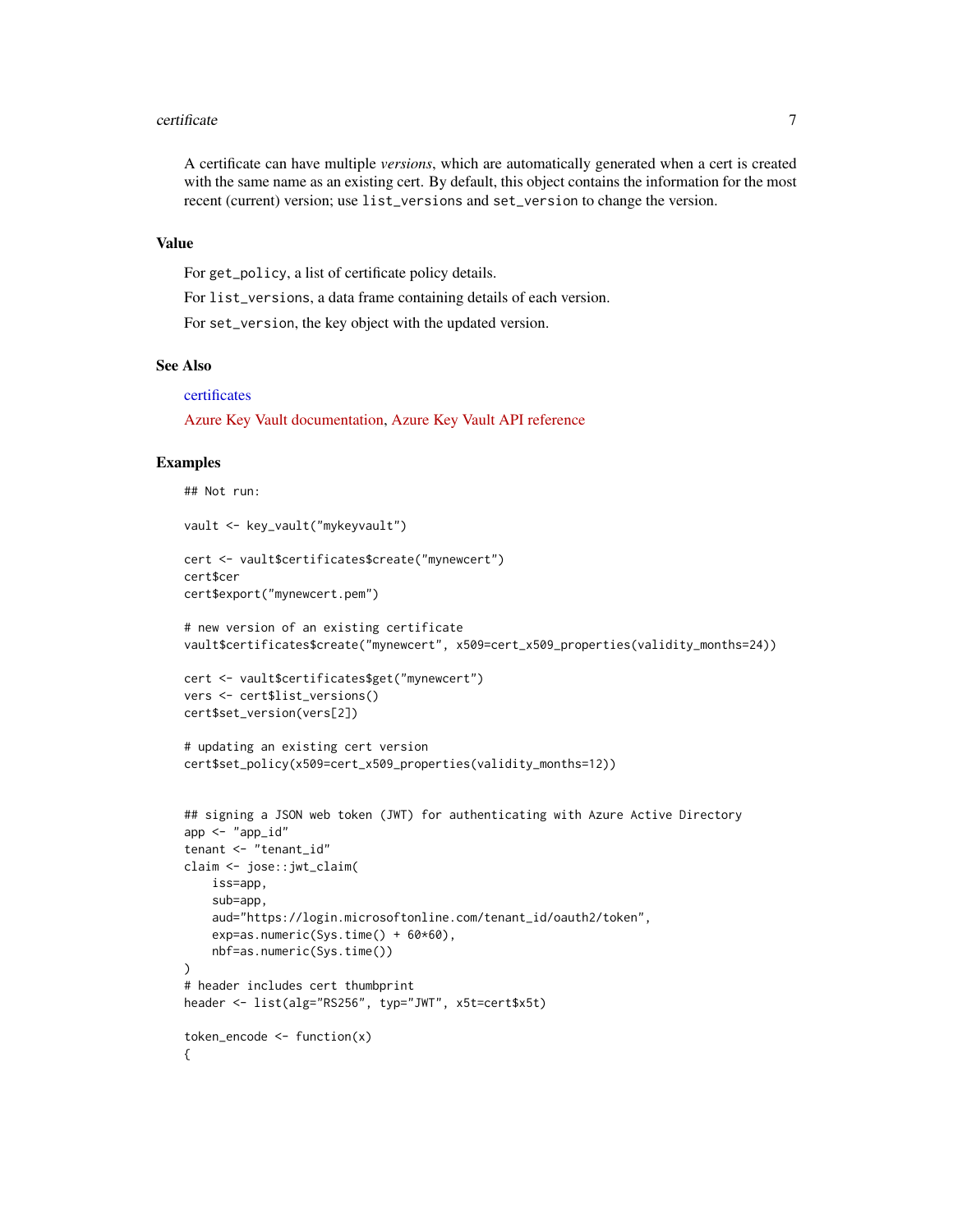A certificate can have multiple *versions*, which are automatically generated when a cert is created with the same name as an existing cert. By default, this object contains the information for the most recent (current) version; use `list_versions` and `set_version` to change the version.

## Value

For `get_policy`, a list of certificate policy details.

For `list_versions`, a data frame containing details of each version.

For `set_version`, the key object with the updated version.

## See Also

certificates

Azure Key Vault documentation, Azure Key Vault API reference

## Examples

```
## Not run:

vault <- key_vault("mykeyvault")

cert <- vault$certificates$create("mynewcert")
cert$cer
cert$export("mynewcert.pem")

# new version of an existing certificate
vault$certificates$create("mynewcert", x509=cert_x509_properties(validity_months=24))

cert <- vault$certificates$get("mynewcert")
vers <- cert$list_versions()
cert$set_version(vers[2])

# updating an existing cert version
cert$set_policy(x509=cert_x509_properties(validity_months=12))


## signing a JSON web token (JWT) for authenticating with Azure Active Directory
app <- "app_id"
tenant <- "tenant_id"
claim <- jose::jwt_claim(
    iss=app,
    sub=app,
    aud="https://login.microsoftonline.com/tenant_id/oauth2/token",
    exp=as.numeric(Sys.time() + 60*60),
    nbf=as.numeric(Sys.time())
)
# header includes cert thumbprint
header <- list(alg="RS256", typ="JWT", x5t=cert$x5t)

token_encode <- function(x)
{
```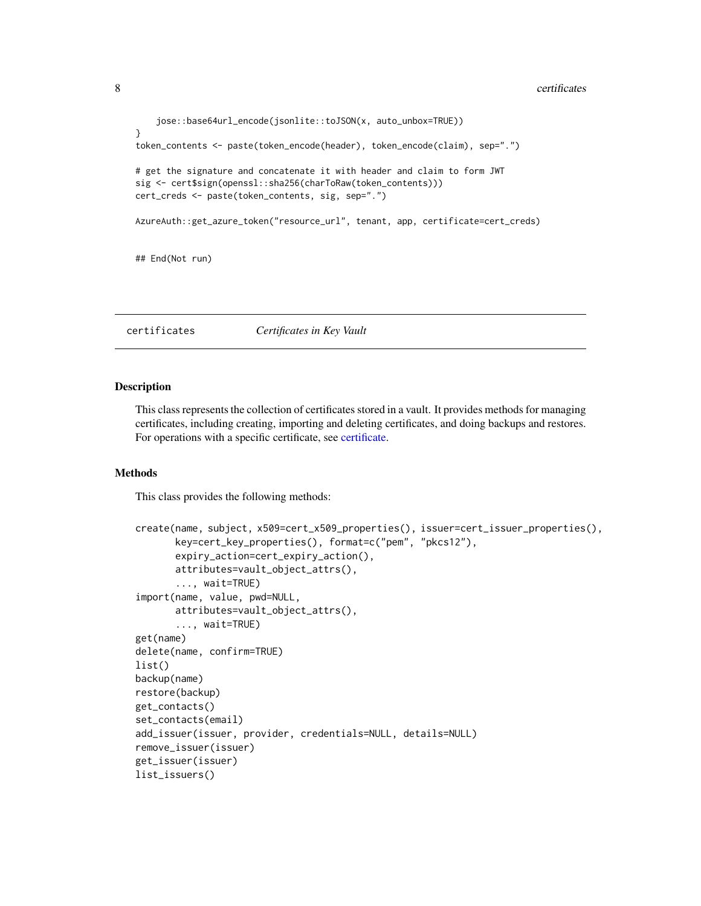```
    jose::base64url_encode(jsonlite::toJSON(x, auto_unbox=TRUE))
}
token_contents <- paste(token_encode(header), token_encode(claim), sep=".")

# get the signature and concatenate it with header and claim to form JWT
sig <- cert$sign(openssl::sha256(charToRaw(token_contents)))
cert_creds <- paste(token_contents, sig, sep=".")

AzureAuth::get_azure_token("resource_url", tenant, app, certificate=cert_creds)


## End(Not run)
```

## certificates *Certificates in Key Vault*

### Description

This class represents the collection of certificates stored in a vault. It provides methods for managing certificates, including creating, importing and deleting certificates, and doing backups and restores. For operations with a specific certificate, see certificate.

### Methods

This class provides the following methods:

```
create(name, subject, x509=cert_x509_properties(), issuer=cert_issuer_properties(),
       key=cert_key_properties(), format=c("pem", "pkcs12"),
       expiry_action=cert_expiry_action(),
       attributes=vault_object_attrs(),
       ..., wait=TRUE)
import(name, value, pwd=NULL,
       attributes=vault_object_attrs(),
       ..., wait=TRUE)
get(name)
delete(name, confirm=TRUE)
list()
backup(name)
restore(backup)
get_contacts()
set_contacts(email)
add_issuer(issuer, provider, credentials=NULL, details=NULL)
remove_issuer(issuer)
get_issuer(issuer)
list_issuers()
```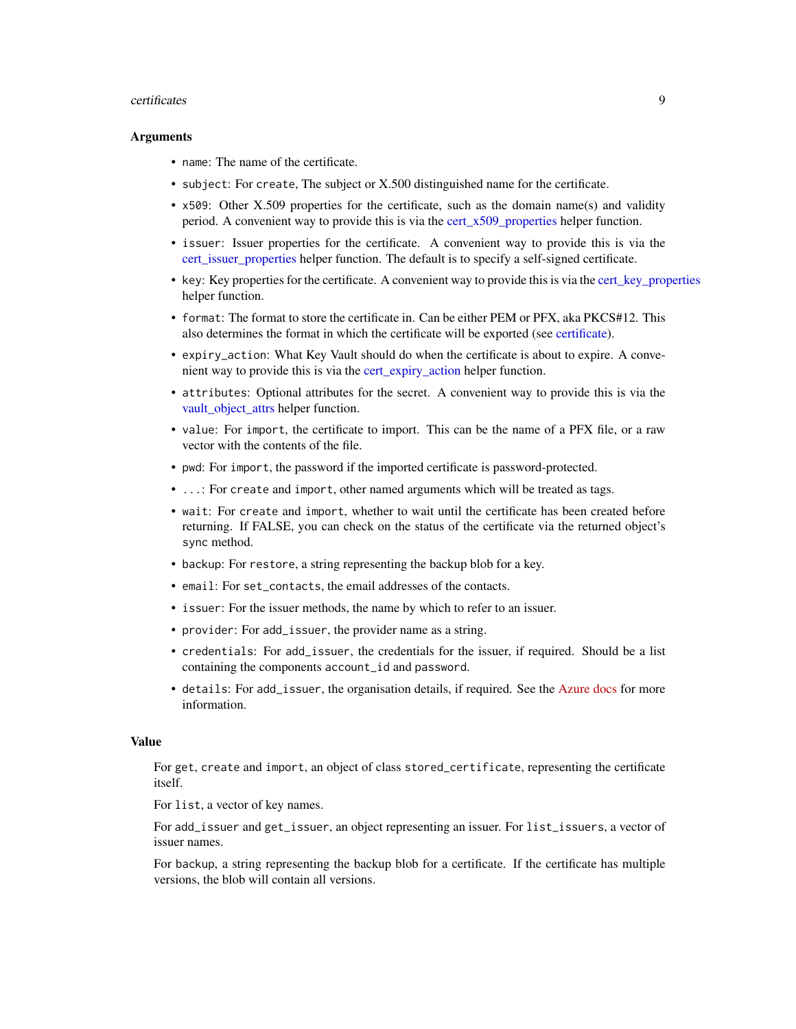### Arguments

- `name`: The name of the certificate.
- `subject`: For `create`, The subject or X.500 distinguished name for the certificate.
- `x509`: Other X.509 properties for the certificate, such as the domain name(s) and validity period. A convenient way to provide this is via the cert_x509_properties helper function.
- `issuer`: Issuer properties for the certificate. A convenient way to provide this is via the cert_issuer_properties helper function. The default is to specify a self-signed certificate.
- `key`: Key properties for the certificate. A convenient way to provide this is via the cert_key_properties helper function.
- `format`: The format to store the certificate in. Can be either PEM or PFX, aka PKCS#12. This also determines the format in which the certificate will be exported (see certificate).
- `expiry_action`: What Key Vault should do when the certificate is about to expire. A convenient way to provide this is via the cert_expiry_action helper function.
- `attributes`: Optional attributes for the secret. A convenient way to provide this is via the vault_object_attrs helper function.
- `value`: For `import`, the certificate to import. This can be the name of a PFX file, or a raw vector with the contents of the file.
- `pwd`: For `import`, the password if the imported certificate is password-protected.
- `...`: For `create` and `import`, other named arguments which will be treated as tags.
- `wait`: For `create` and `import`, whether to wait until the certificate has been created before returning. If FALSE, you can check on the status of the certificate via the returned object's `sync` method.
- `backup`: For `restore`, a string representing the backup blob for a key.
- `email`: For `set_contacts`, the email addresses of the contacts.
- `issuer`: For the issuer methods, the name by which to refer to an issuer.
- `provider`: For `add_issuer`, the provider name as a string.
- `credentials`: For `add_issuer`, the credentials for the issuer, if required. Should be a list containing the components `account_id` and `password`.
- `details`: For `add_issuer`, the organisation details, if required. See the Azure docs for more information.

### Value

For `get`, `create` and `import`, an object of class `stored_certificate`, representing the certificate itself.

For `list`, a vector of key names.

For `add_issuer` and `get_issuer`, an object representing an issuer. For `list_issuers`, a vector of issuer names.

For `backup`, a string representing the backup blob for a certificate. If the certificate has multiple versions, the blob will contain all versions.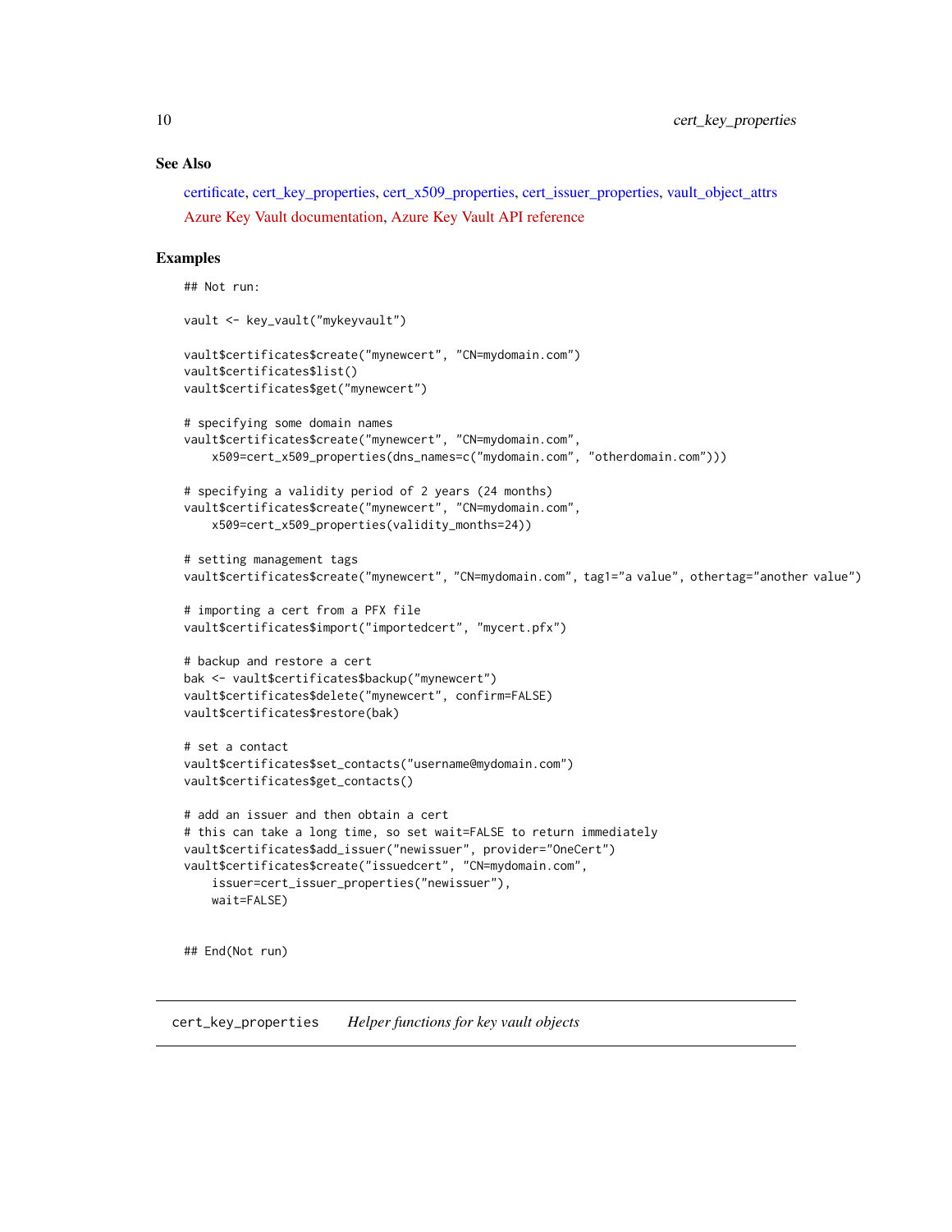## See Also

certificate, cert_key_properties, cert_x509_properties, cert_issuer_properties, vault_object_attrs

Azure Key Vault documentation, Azure Key Vault API reference

## Examples

```
## Not run:

vault <- key_vault("mykeyvault")

vault$certificates$create("mynewcert", "CN=mydomain.com")
vault$certificates$list()
vault$certificates$get("mynewcert")

# specifying some domain names
vault$certificates$create("mynewcert", "CN=mydomain.com",
    x509=cert_x509_properties(dns_names=c("mydomain.com", "otherdomain.com")))

# specifying a validity period of 2 years (24 months)
vault$certificates$create("mynewcert", "CN=mydomain.com",
    x509=cert_x509_properties(validity_months=24))

# setting management tags
vault$certificates$create("mynewcert", "CN=mydomain.com", tag1="a value", othertag="another value")

# importing a cert from a PFX file
vault$certificates$import("importedcert", "mycert.pfx")

# backup and restore a cert
bak <- vault$certificates$backup("mynewcert")
vault$certificates$delete("mynewcert", confirm=FALSE)
vault$certificates$restore(bak)

# set a contact
vault$certificates$set_contacts("username@mydomain.com")
vault$certificates$get_contacts()

# add an issuer and then obtain a cert
# this can take a long time, so set wait=FALSE to return immediately
vault$certificates$add_issuer("newissuer", provider="OneCert")
vault$certificates$create("issuedcert", "CN=mydomain.com",
    issuer=cert_issuer_properties("newissuer"),
    wait=FALSE)


## End(Not run)
```

# cert_key_properties *Helper functions for key vault objects*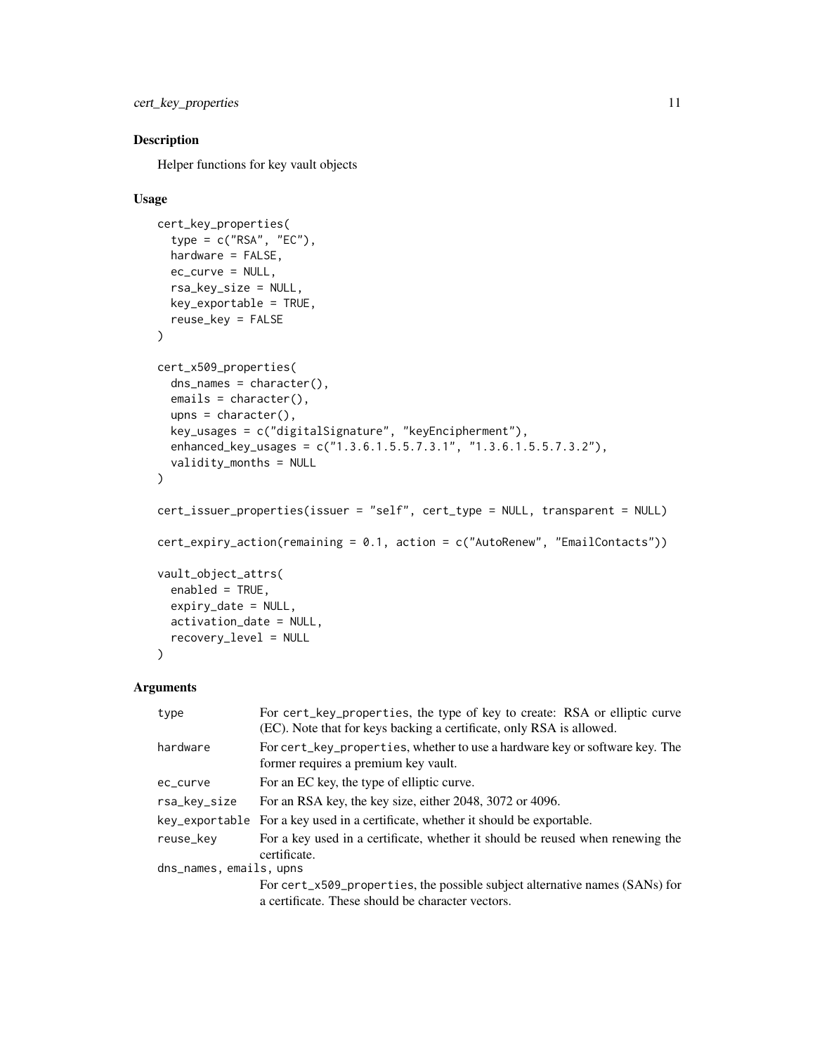## Description

Helper functions for key vault objects

## Usage

```
cert_key_properties(
  type = c("RSA", "EC"),
  hardware = FALSE,
  ec_curve = NULL,
  rsa_key_size = NULL,
  key_exportable = TRUE,
  reuse_key = FALSE
)

cert_x509_properties(
  dns_names = character(),
  emails = character(),
  upns = character(),
  key_usages = c("digitalSignature", "keyEncipherment"),
  enhanced_key_usages = c("1.3.6.1.5.5.7.3.1", "1.3.6.1.5.5.7.3.2"),
  validity_months = NULL
)

cert_issuer_properties(issuer = "self", cert_type = NULL, transparent = NULL)

cert_expiry_action(remaining = 0.1, action = c("AutoRenew", "EmailContacts"))

vault_object_attrs(
  enabled = TRUE,
  expiry_date = NULL,
  activation_date = NULL,
  recovery_level = NULL
)
```

## Arguments

| | |
|---|---|
| `type` | For `cert_key_properties`, the type of key to create: RSA or elliptic curve (EC). Note that for keys backing a certificate, only RSA is allowed. |
| `hardware` | For `cert_key_properties`, whether to use a hardware key or software key. The former requires a premium key vault. |
| `ec_curve` | For an EC key, the type of elliptic curve. |
| `rsa_key_size` | For an RSA key, the key size, either 2048, 3072 or 4096. |
| `key_exportable` | For a key used in a certificate, whether it should be exportable. |
| `reuse_key` | For a key used in a certificate, whether it should be reused when renewing the certificate. |
| `dns_names, emails, upns` | For `cert_x509_properties`, the possible subject alternative names (SANs) for a certificate. These should be character vectors. |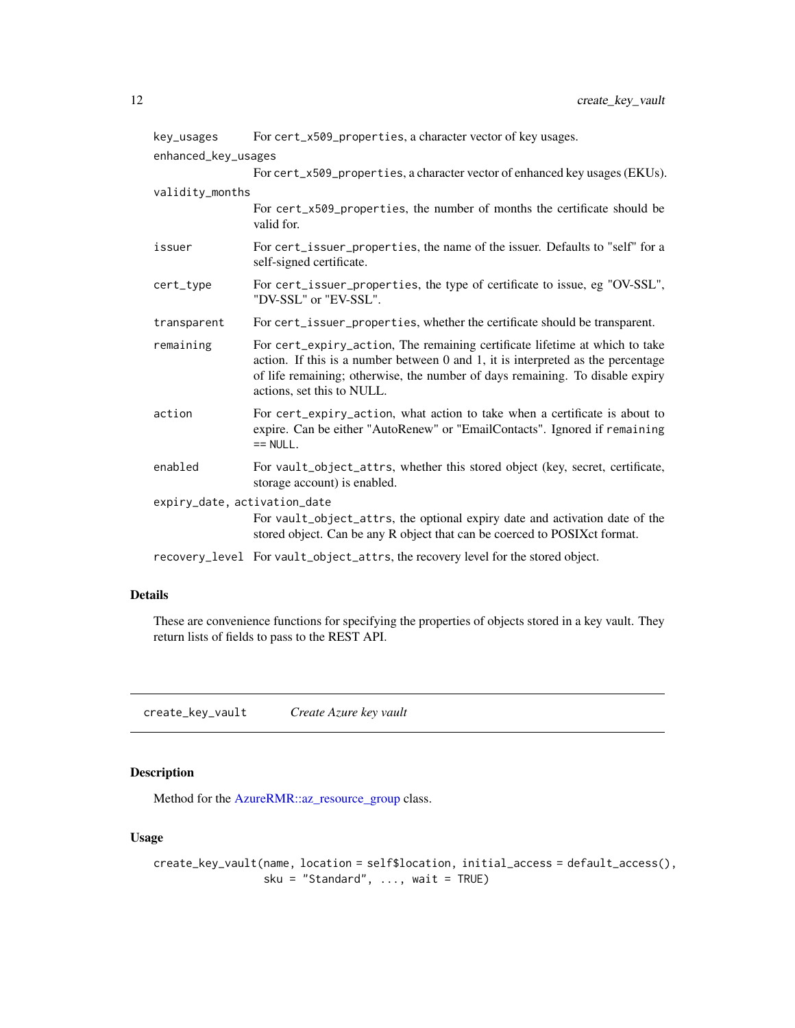| | |
|---|---|
| key_usages | For cert_x509_properties, a character vector of key usages. |
| enhanced_key_usages | For cert_x509_properties, a character vector of enhanced key usages (EKUs). |
| validity_months | For cert_x509_properties, the number of months the certificate should be valid for. |
| issuer | For cert_issuer_properties, the name of the issuer. Defaults to "self" for a self-signed certificate. |
| cert_type | For cert_issuer_properties, the type of certificate to issue, eg "OV-SSL", "DV-SSL" or "EV-SSL". |
| transparent | For cert_issuer_properties, whether the certificate should be transparent. |
| remaining | For cert_expiry_action, The remaining certificate lifetime at which to take action. If this is a number between 0 and 1, it is interpreted as the percentage of life remaining; otherwise, the number of days remaining. To disable expiry actions, set this to NULL. |
| action | For cert_expiry_action, what action to take when a certificate is about to expire. Can be either "AutoRenew" or "EmailContacts". Ignored if remaining == NULL. |
| enabled | For vault_object_attrs, whether this stored object (key, secret, certificate, storage account) is enabled. |
| expiry_date, activation_date | For vault_object_attrs, the optional expiry date and activation date of the stored object. Can be any R object that can be coerced to POSIXct format. |
| recovery_level | For vault_object_attrs, the recovery level for the stored object. |

### Details

These are convenience functions for specifying the properties of objects stored in a key vault. They return lists of fields to pass to the REST API.

---

## create_key_vault &nbsp;&nbsp;&nbsp; *Create Azure key vault*

### Description

Method for the AzureRMR::az_resource_group class.

### Usage

```
create_key_vault(name, location = self$location, initial_access = default_access(),
                 sku = "Standard", ..., wait = TRUE)
```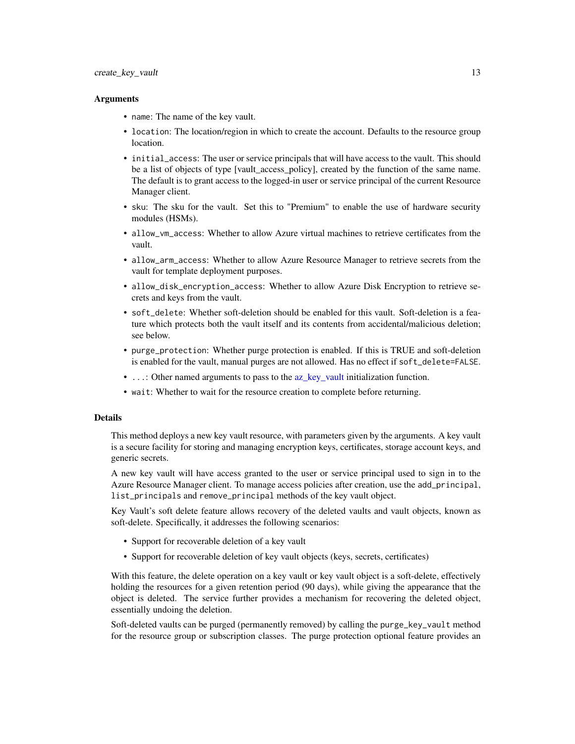### Arguments

- `name`: The name of the key vault.
- `location`: The location/region in which to create the account. Defaults to the resource group location.
- `initial_access`: The user or service principals that will have access to the vault. This should be a list of objects of type [vault_access_policy], created by the function of the same name. The default is to grant access to the logged-in user or service principal of the current Resource Manager client.
- `sku`: The sku for the vault. Set this to "Premium" to enable the use of hardware security modules (HSMs).
- `allow_vm_access`: Whether to allow Azure virtual machines to retrieve certificates from the vault.
- `allow_arm_access`: Whether to allow Azure Resource Manager to retrieve secrets from the vault for template deployment purposes.
- `allow_disk_encryption_access`: Whether to allow Azure Disk Encryption to retrieve secrets and keys from the vault.
- `soft_delete`: Whether soft-deletion should be enabled for this vault. Soft-deletion is a feature which protects both the vault itself and its contents from accidental/malicious deletion; see below.
- `purge_protection`: Whether purge protection is enabled. If this is TRUE and soft-deletion is enabled for the vault, manual purges are not allowed. Has no effect if `soft_delete=FALSE`.
- `...`: Other named arguments to pass to the az_key_vault initialization function.
- `wait`: Whether to wait for the resource creation to complete before returning.

### Details

This method deploys a new key vault resource, with parameters given by the arguments. A key vault is a secure facility for storing and managing encryption keys, certificates, storage account keys, and generic secrets.

A new key vault will have access granted to the user or service principal used to sign in to the Azure Resource Manager client. To manage access policies after creation, use the `add_principal`, `list_principals` and `remove_principal` methods of the key vault object.

Key Vault's soft delete feature allows recovery of the deleted vaults and vault objects, known as soft-delete. Specifically, it addresses the following scenarios:

- Support for recoverable deletion of a key vault
- Support for recoverable deletion of key vault objects (keys, secrets, certificates)

With this feature, the delete operation on a key vault or key vault object is a soft-delete, effectively holding the resources for a given retention period (90 days), while giving the appearance that the object is deleted. The service further provides a mechanism for recovering the deleted object, essentially undoing the deletion.

Soft-deleted vaults can be purged (permanently removed) by calling the `purge_key_vault` method for the resource group or subscription classes. The purge protection optional feature provides an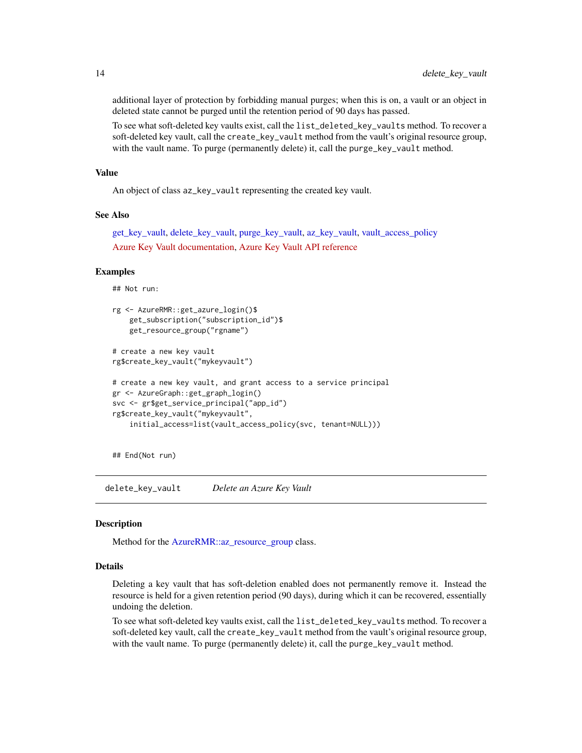additional layer of protection by forbidding manual purges; when this is on, a vault or an object in deleted state cannot be purged until the retention period of 90 days has passed.

To see what soft-deleted key vaults exist, call the `list_deleted_key_vaults` method. To recover a soft-deleted key vault, call the `create_key_vault` method from the vault's original resource group, with the vault name. To purge (permanently delete) it, call the `purge_key_vault` method.

### Value

An object of class `az_key_vault` representing the created key vault.

### See Also

get_key_vault, delete_key_vault, purge_key_vault, az_key_vault, vault_access_policy

Azure Key Vault documentation, Azure Key Vault API reference

### Examples

```
## Not run:

rg <- AzureRMR::get_azure_login()$
    get_subscription("subscription_id")$
    get_resource_group("rgname")

# create a new key vault
rg$create_key_vault("mykeyvault")

# create a new key vault, and grant access to a service principal
gr <- AzureGraph::get_graph_login()
svc <- gr$get_service_principal("app_id")
rg$create_key_vault("mykeyvault",
    initial_access=list(vault_access_policy(svc, tenant=NULL)))


## End(Not run)
```

---

## delete_key_vault    *Delete an Azure Key Vault*

### Description

Method for the AzureRMR::az_resource_group class.

### Details

Deleting a key vault that has soft-deletion enabled does not permanently remove it. Instead the resource is held for a given retention period (90 days), during which it can be recovered, essentially undoing the deletion.

To see what soft-deleted key vaults exist, call the `list_deleted_key_vaults` method. To recover a soft-deleted key vault, call the `create_key_vault` method from the vault's original resource group, with the vault name. To purge (permanently delete) it, call the `purge_key_vault` method.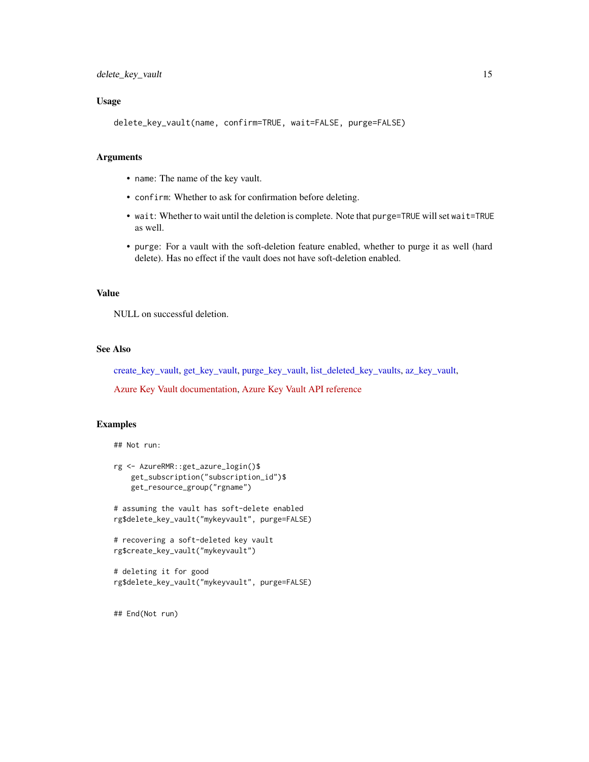## Usage

```
delete_key_vault(name, confirm=TRUE, wait=FALSE, purge=FALSE)
```

## Arguments

- `name`: The name of the key vault.
- `confirm`: Whether to ask for confirmation before deleting.
- `wait`: Whether to wait until the deletion is complete. Note that `purge=TRUE` will set `wait=TRUE` as well.
- `purge`: For a vault with the soft-deletion feature enabled, whether to purge it as well (hard delete). Has no effect if the vault does not have soft-deletion enabled.

## Value

NULL on successful deletion.

## See Also

create_key_vault, get_key_vault, purge_key_vault, list_deleted_key_vaults, az_key_vault,

Azure Key Vault documentation, Azure Key Vault API reference

## Examples

```
## Not run:

rg <- AzureRMR::get_azure_login()$
    get_subscription("subscription_id")$
    get_resource_group("rgname")

# assuming the vault has soft-delete enabled
rg$delete_key_vault("mykeyvault", purge=FALSE)

# recovering a soft-deleted key vault
rg$create_key_vault("mykeyvault")

# deleting it for good
rg$delete_key_vault("mykeyvault", purge=FALSE)


## End(Not run)
```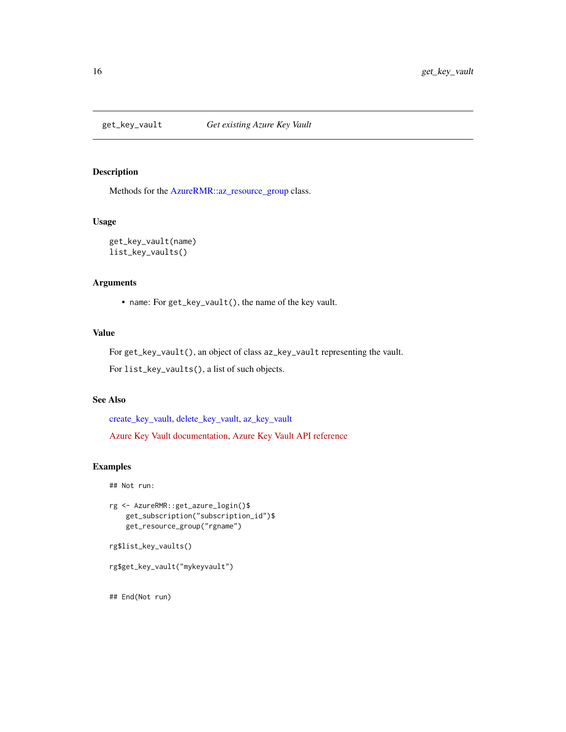# get_key_vault    *Get existing Azure Key Vault*

## Description

Methods for the AzureRMR::az_resource_group class.

## Usage

```
get_key_vault(name)
list_key_vaults()
```

## Arguments

- `name`: For `get_key_vault()`, the name of the key vault.

## Value

For `get_key_vault()`, an object of class `az_key_vault` representing the vault.

For `list_key_vaults()`, a list of such objects.

## See Also

create_key_vault, delete_key_vault, az_key_vault

Azure Key Vault documentation, Azure Key Vault API reference

## Examples

```
## Not run:

rg <- AzureRMR::get_azure_login()$
    get_subscription("subscription_id")$
    get_resource_group("rgname")

rg$list_key_vaults()

rg$get_key_vault("mykeyvault")


## End(Not run)
```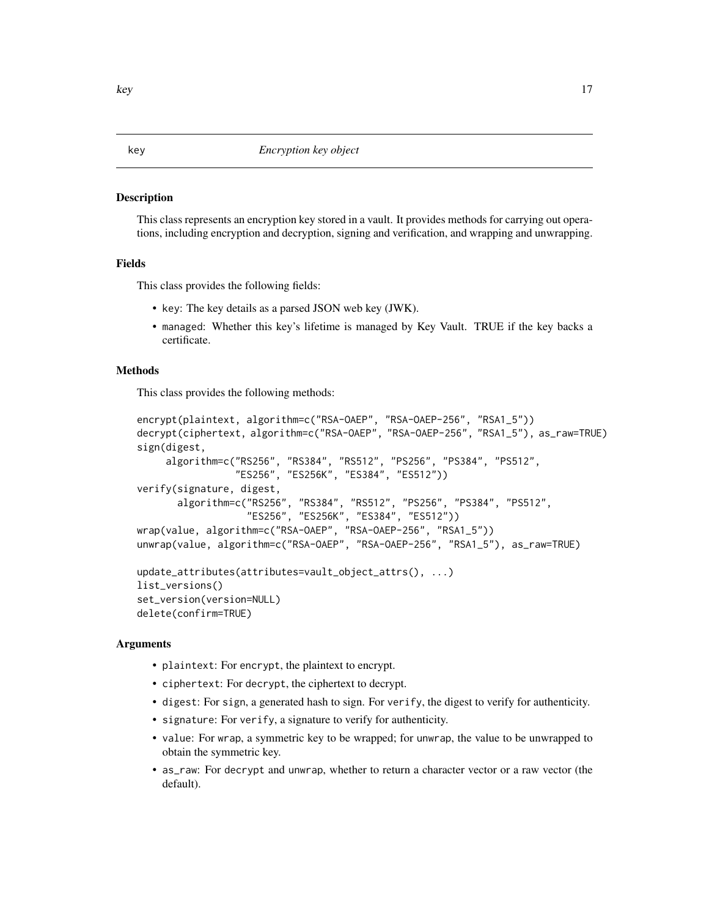# key — *Encryption key object*

## Description

This class represents an encryption key stored in a vault. It provides methods for carrying out operations, including encryption and decryption, signing and verification, and wrapping and unwrapping.

## Fields

This class provides the following fields:

- `key`: The key details as a parsed JSON web key (JWK).
- `managed`: Whether this key's lifetime is managed by Key Vault. TRUE if the key backs a certificate.

## Methods

This class provides the following methods:

```
encrypt(plaintext, algorithm=c("RSA-OAEP", "RSA-OAEP-256", "RSA1_5"))
decrypt(ciphertext, algorithm=c("RSA-OAEP", "RSA-OAEP-256", "RSA1_5"), as_raw=TRUE)
sign(digest,
     algorithm=c("RS256", "RS384", "RS512", "PS256", "PS384", "PS512",
                 "ES256", "ES256K", "ES384", "ES512"))
verify(signature, digest,
       algorithm=c("RS256", "RS384", "RS512", "PS256", "PS384", "PS512",
                   "ES256", "ES256K", "ES384", "ES512"))
wrap(value, algorithm=c("RSA-OAEP", "RSA-OAEP-256", "RSA1_5"))
unwrap(value, algorithm=c("RSA-OAEP", "RSA-OAEP-256", "RSA1_5"), as_raw=TRUE)

update_attributes(attributes=vault_object_attrs(), ...)
list_versions()
set_version(version=NULL)
delete(confirm=TRUE)
```

## Arguments

- `plaintext`: For `encrypt`, the plaintext to encrypt.
- `ciphertext`: For `decrypt`, the ciphertext to decrypt.
- `digest`: For `sign`, a generated hash to sign. For `verify`, the digest to verify for authenticity.
- `signature`: For `verify`, a signature to verify for authenticity.
- `value`: For `wrap`, a symmetric key to be wrapped; for `unwrap`, the value to be unwrapped to obtain the symmetric key.
- `as_raw`: For `decrypt` and `unwrap`, whether to return a character vector or a raw vector (the default).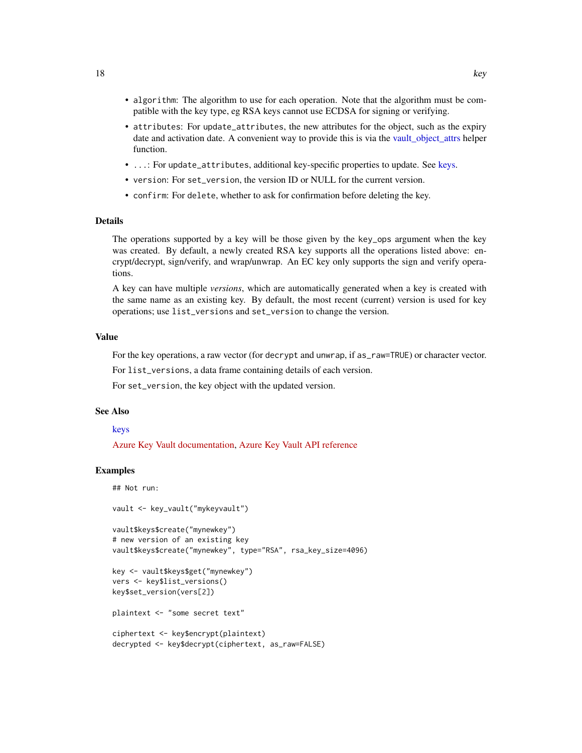- `algorithm`: The algorithm to use for each operation. Note that the algorithm must be compatible with the key type, eg RSA keys cannot use ECDSA for signing or verifying.
- `attributes`: For `update_attributes`, the new attributes for the object, such as the expiry date and activation date. A convenient way to provide this is via the vault_object_attrs helper function.
- `...`: For `update_attributes`, additional key-specific properties to update. See keys.
- `version`: For `set_version`, the version ID or NULL for the current version.
- `confirm`: For `delete`, whether to ask for confirmation before deleting the key.

## Details

The operations supported by a key will be those given by the `key_ops` argument when the key was created. By default, a newly created RSA key supports all the operations listed above: encrypt/decrypt, sign/verify, and wrap/unwrap. An EC key only supports the sign and verify operations.

A key can have multiple *versions*, which are automatically generated when a key is created with the same name as an existing key. By default, the most recent (current) version is used for key operations; use `list_versions` and `set_version` to change the version.

## Value

For the key operations, a raw vector (for `decrypt` and `unwrap`, if `as_raw=TRUE`) or character vector.

For `list_versions`, a data frame containing details of each version.

For `set_version`, the key object with the updated version.

## See Also

keys

Azure Key Vault documentation, Azure Key Vault API reference

## Examples

```
## Not run:

vault <- key_vault("mykeyvault")

vault$keys$create("mynewkey")
# new version of an existing key
vault$keys$create("mynewkey", type="RSA", rsa_key_size=4096)

key <- vault$keys$get("mynewkey")
vers <- key$list_versions()
key$set_version(vers[2])

plaintext <- "some secret text"

ciphertext <- key$encrypt(plaintext)
decrypted <- key$decrypt(ciphertext, as_raw=FALSE)
```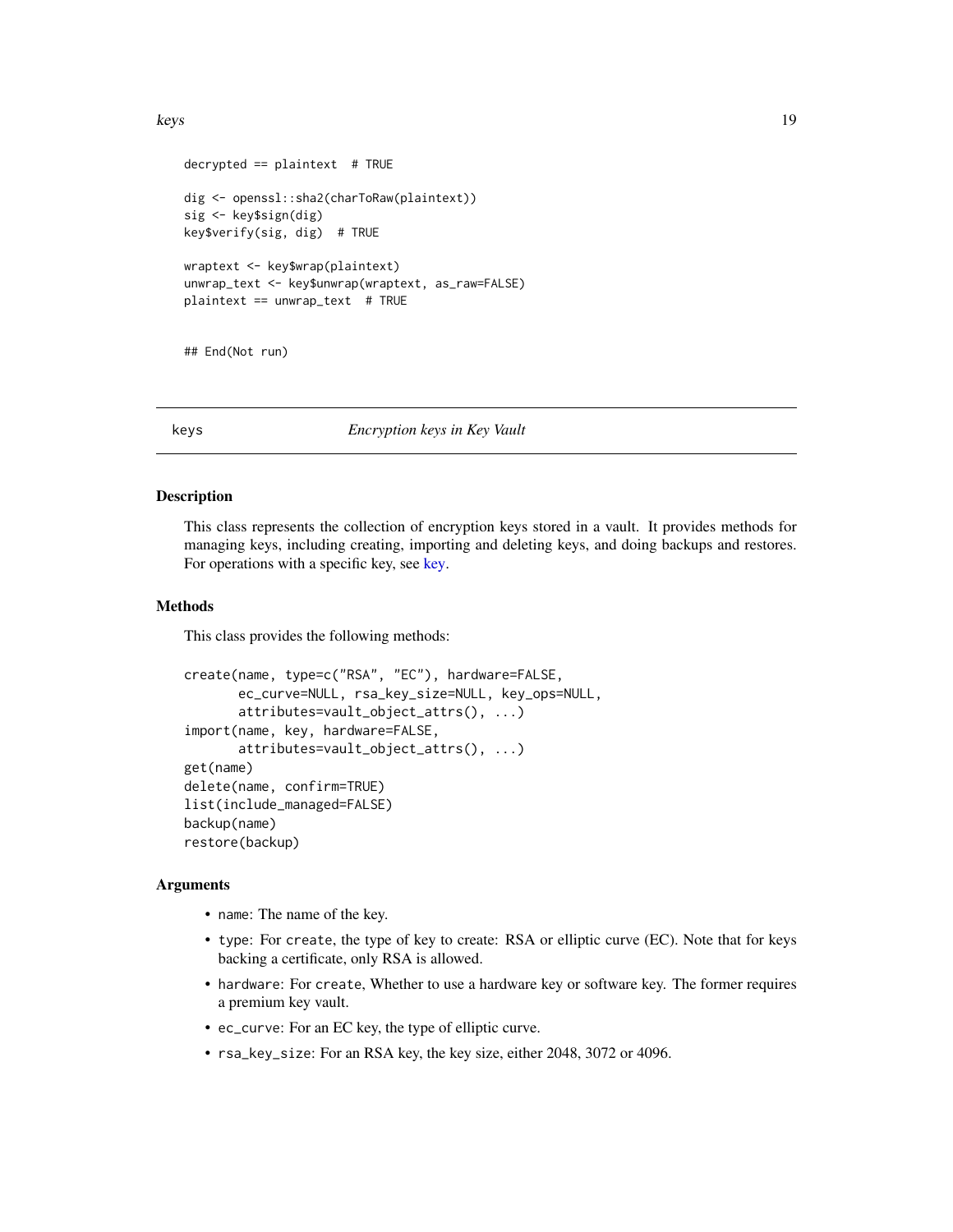```
decrypted == plaintext  # TRUE

dig <- openssl::sha2(charToRaw(plaintext))
sig <- key$sign(dig)
key$verify(sig, dig)  # TRUE

wraptext <- key$wrap(plaintext)
unwrap_text <- key$unwrap(wraptext, as_raw=FALSE)
plaintext == unwrap_text  # TRUE


## End(Not run)
```

---

## keys — *Encryption keys in Key Vault*

### Description

This class represents the collection of encryption keys stored in a vault. It provides methods for managing keys, including creating, importing and deleting keys, and doing backups and restores. For operations with a specific key, see key.

### Methods

This class provides the following methods:

```
create(name, type=c("RSA", "EC"), hardware=FALSE,
       ec_curve=NULL, rsa_key_size=NULL, key_ops=NULL,
       attributes=vault_object_attrs(), ...)
import(name, key, hardware=FALSE,
       attributes=vault_object_attrs(), ...)
get(name)
delete(name, confirm=TRUE)
list(include_managed=FALSE)
backup(name)
restore(backup)
```

### Arguments

- `name`: The name of the key.
- `type`: For `create`, the type of key to create: RSA or elliptic curve (EC). Note that for keys backing a certificate, only RSA is allowed.
- `hardware`: For `create`, Whether to use a hardware key or software key. The former requires a premium key vault.
- `ec_curve`: For an EC key, the type of elliptic curve.
- `rsa_key_size`: For an RSA key, the key size, either 2048, 3072 or 4096.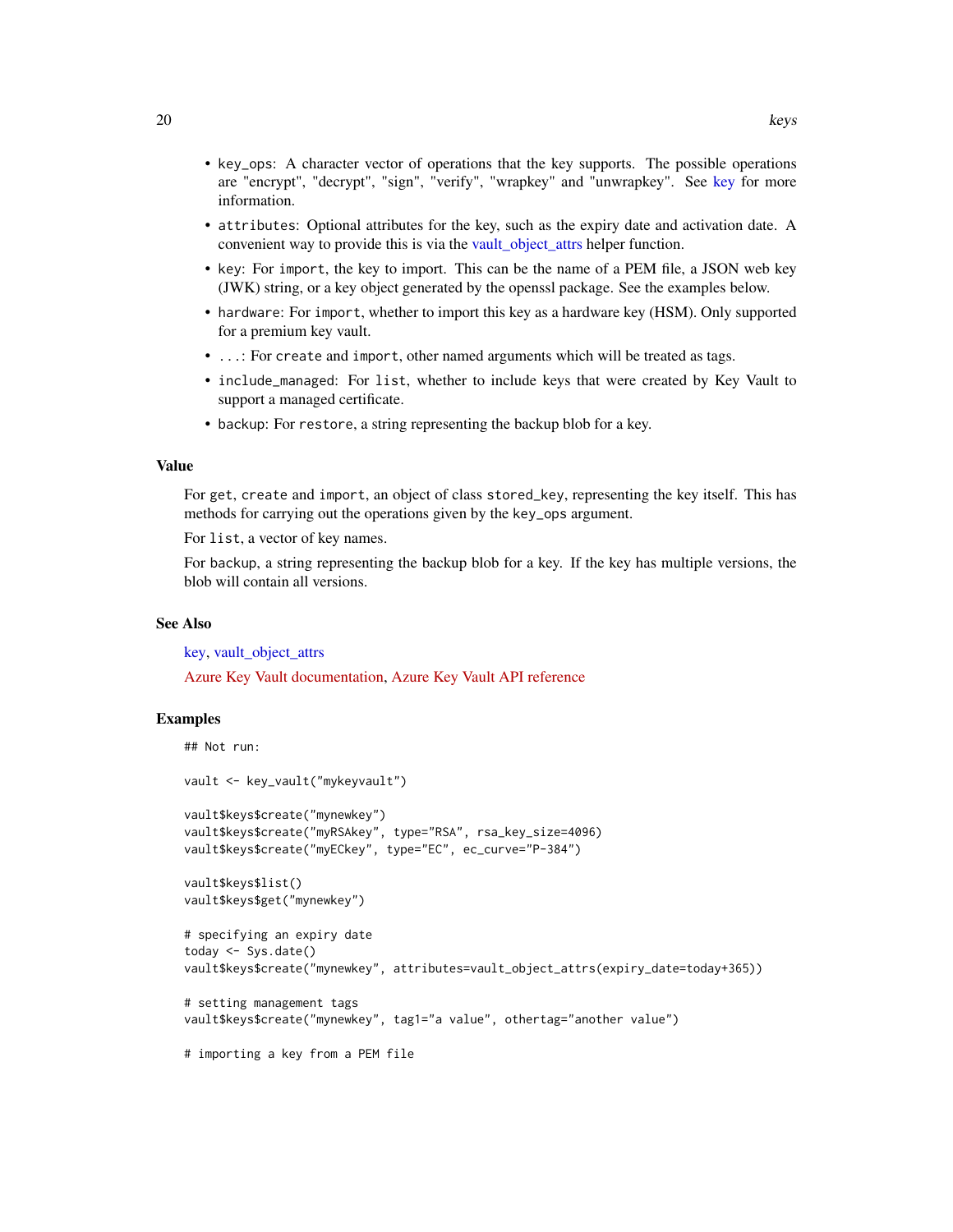- `key_ops`: A character vector of operations that the key supports. The possible operations are "encrypt", "decrypt", "sign", "verify", "wrapkey" and "unwrapkey". See key for more information.
- `attributes`: Optional attributes for the key, such as the expiry date and activation date. A convenient way to provide this is via the vault_object_attrs helper function.
- `key`: For `import`, the key to import. This can be the name of a PEM file, a JSON web key (JWK) string, or a key object generated by the openssl package. See the examples below.
- `hardware`: For `import`, whether to import this key as a hardware key (HSM). Only supported for a premium key vault.
- `...`: For `create` and `import`, other named arguments which will be treated as tags.
- `include_managed`: For `list`, whether to include keys that were created by Key Vault to support a managed certificate.
- `backup`: For `restore`, a string representing the backup blob for a key.

## Value

For `get`, `create` and `import`, an object of class `stored_key`, representing the key itself. This has methods for carrying out the operations given by the `key_ops` argument.

For `list`, a vector of key names.

For `backup`, a string representing the backup blob for a key. If the key has multiple versions, the blob will contain all versions.

## See Also

key, vault_object_attrs

Azure Key Vault documentation, Azure Key Vault API reference

## Examples

```
## Not run:

vault <- key_vault("mykeyvault")

vault$keys$create("mynewkey")
vault$keys$create("myRSAkey", type="RSA", rsa_key_size=4096)
vault$keys$create("myECkey", type="EC", ec_curve="P-384")

vault$keys$list()
vault$keys$get("mynewkey")

# specifying an expiry date
today <- Sys.date()
vault$keys$create("mynewkey", attributes=vault_object_attrs(expiry_date=today+365))

# setting management tags
vault$keys$create("mynewkey", tag1="a value", othertag="another value")

# importing a key from a PEM file
```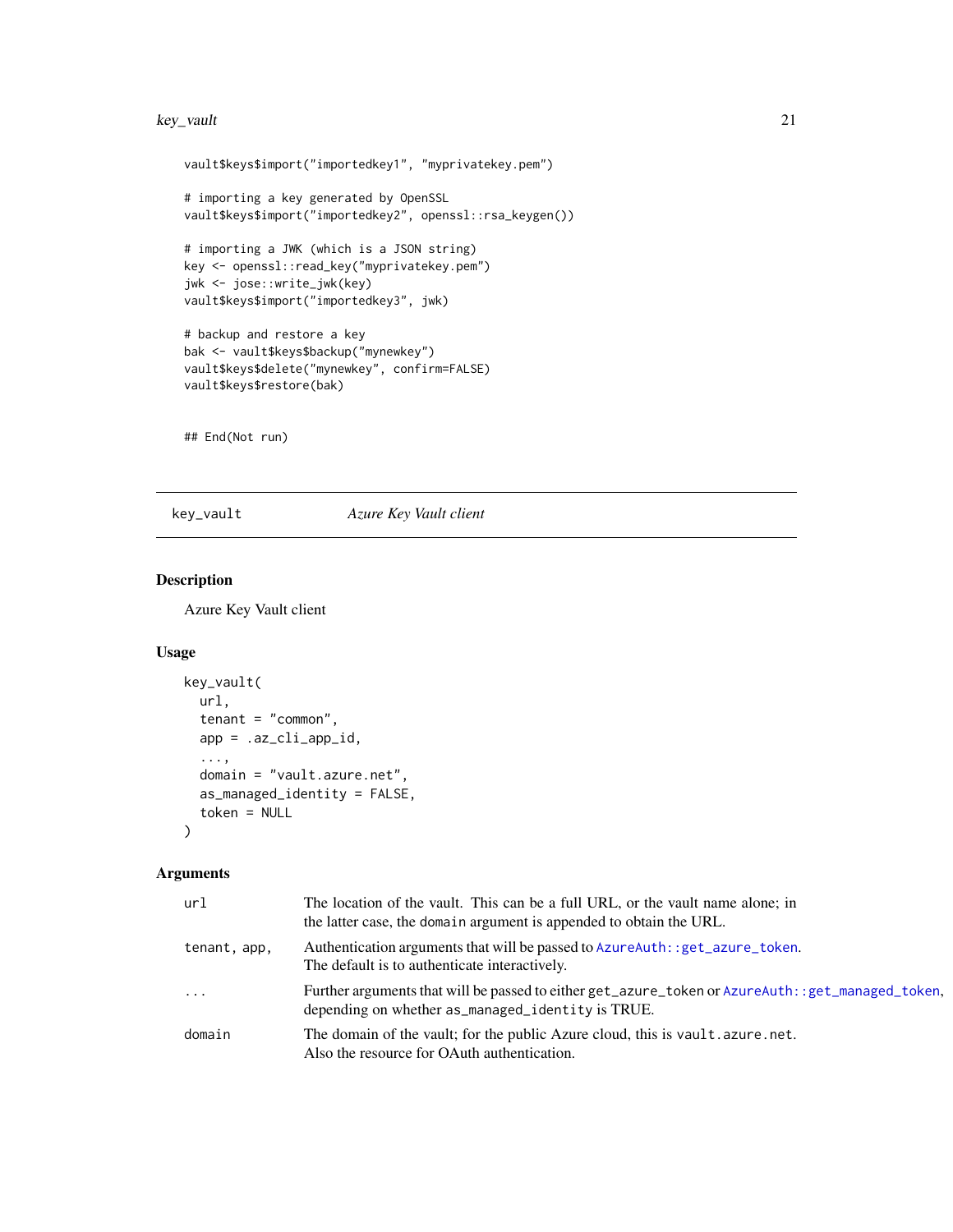```
vault$keys$import("importedkey1", "myprivatekey.pem")

# importing a key generated by OpenSSL
vault$keys$import("importedkey2", openssl::rsa_keygen())

# importing a JWK (which is a JSON string)
key <- openssl::read_key("myprivatekey.pem")
jwk <- jose::write_jwk(key)
vault$keys$import("importedkey3", jwk)

# backup and restore a key
bak <- vault$keys$backup("mynewkey")
vault$keys$delete("mynewkey", confirm=FALSE)
vault$keys$restore(bak)


## End(Not run)
```

## key_vault *Azure Key Vault client*

### Description

Azure Key Vault client

### Usage

```
key_vault(
  url,
  tenant = "common",
  app = .az_cli_app_id,
  ...,
  domain = "vault.azure.net",
  as_managed_identity = FALSE,
  token = NULL
)
```

### Arguments

| | |
|---|---|
| url | The location of the vault. This can be a full URL, or the vault name alone; in the latter case, the domain argument is appended to obtain the URL. |
| tenant, app, | Authentication arguments that will be passed to AzureAuth::get_azure_token. The default is to authenticate interactively. |
| ... | Further arguments that will be passed to either get_azure_token or AzureAuth::get_managed_token, depending on whether as_managed_identity is TRUE. |
| domain | The domain of the vault; for the public Azure cloud, this is vault.azure.net. Also the resource for OAuth authentication. |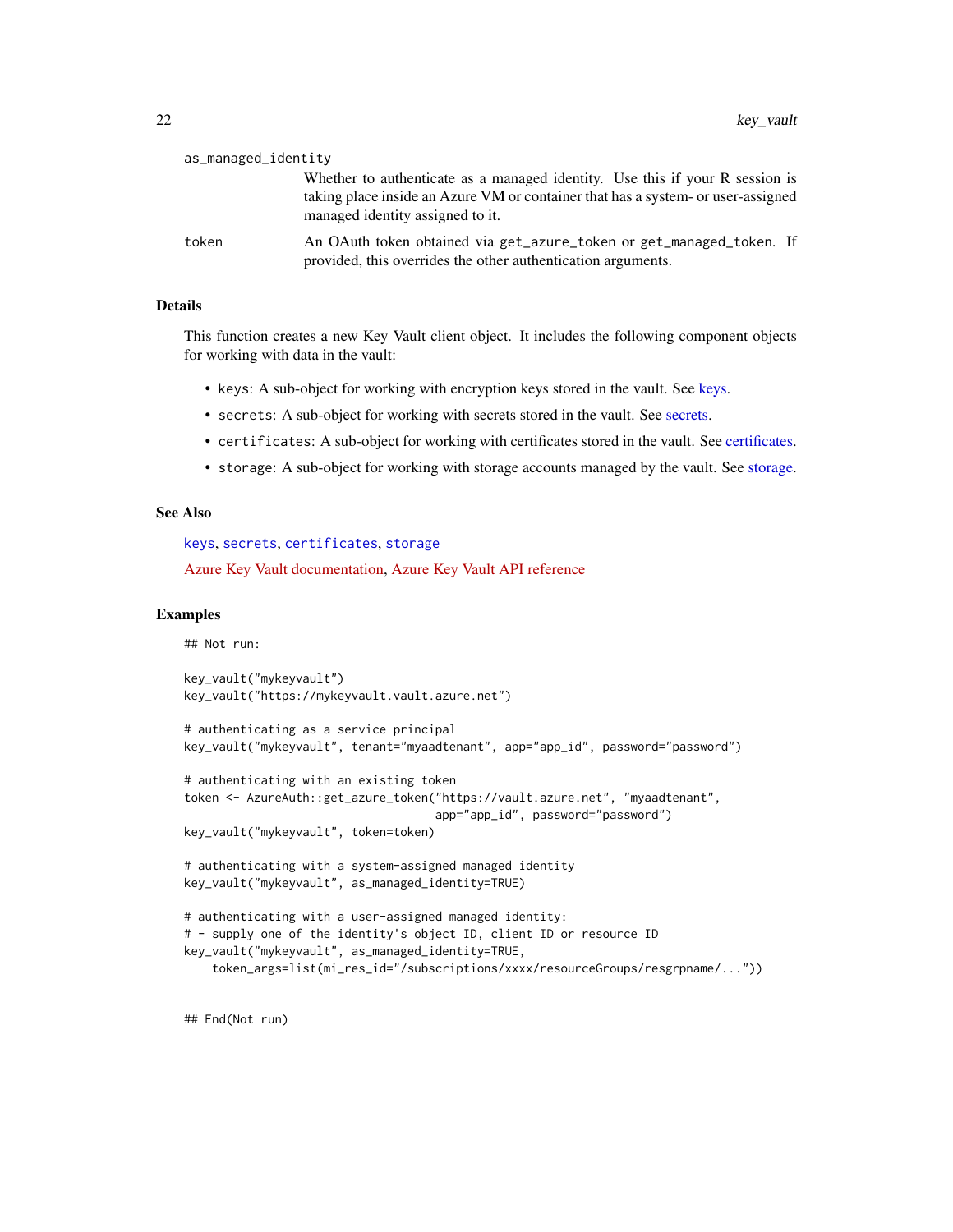`as_managed_identity`
: Whether to authenticate as a managed identity. Use this if your R session is taking place inside an Azure VM or container that has a system- or user-assigned managed identity assigned to it.

`token`
: An OAuth token obtained via `get_azure_token` or `get_managed_token`. If provided, this overrides the other authentication arguments.

### Details

This function creates a new Key Vault client object. It includes the following component objects for working with data in the vault:

- `keys`: A sub-object for working with encryption keys stored in the vault. See keys.
- `secrets`: A sub-object for working with secrets stored in the vault. See secrets.
- `certificates`: A sub-object for working with certificates stored in the vault. See certificates.
- `storage`: A sub-object for working with storage accounts managed by the vault. See storage.

### See Also

`keys`, `secrets`, `certificates`, `storage`

Azure Key Vault documentation, Azure Key Vault API reference

### Examples

```
## Not run:

key_vault("mykeyvault")
key_vault("https://mykeyvault.vault.azure.net")

# authenticating as a service principal
key_vault("mykeyvault", tenant="myaadtenant", app="app_id", password="password")

# authenticating with an existing token
token <- AzureAuth::get_azure_token("https://vault.azure.net", "myaadtenant",
                                    app="app_id", password="password")
key_vault("mykeyvault", token=token)

# authenticating with a system-assigned managed identity
key_vault("mykeyvault", as_managed_identity=TRUE)

# authenticating with a user-assigned managed identity:
# - supply one of the identity's object ID, client ID or resource ID
key_vault("mykeyvault", as_managed_identity=TRUE,
    token_args=list(mi_res_id="/subscriptions/xxxx/resourceGroups/resgrpname/..."))


## End(Not run)
```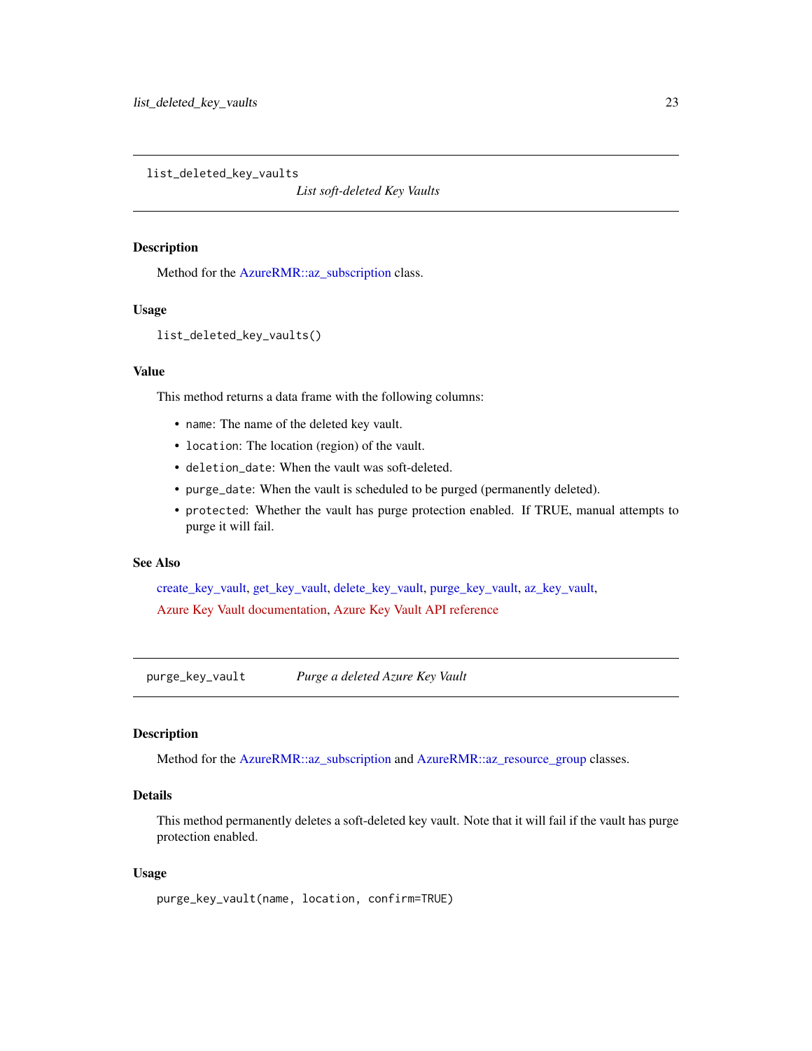## list_deleted_key_vaults

*List soft-deleted Key Vaults*

### Description

Method for the AzureRMR::az_subscription class.

### Usage

```
list_deleted_key_vaults()
```

### Value

This method returns a data frame with the following columns:

- `name`: The name of the deleted key vault.
- `location`: The location (region) of the vault.
- `deletion_date`: When the vault was soft-deleted.
- `purge_date`: When the vault is scheduled to be purged (permanently deleted).
- `protected`: Whether the vault has purge protection enabled. If TRUE, manual attempts to purge it will fail.

### See Also

create_key_vault, get_key_vault, delete_key_vault, purge_key_vault, az_key_vault,

Azure Key Vault documentation, Azure Key Vault API reference

## purge_key_vault

*Purge a deleted Azure Key Vault*

### Description

Method for the AzureRMR::az_subscription and AzureRMR::az_resource_group classes.

### Details

This method permanently deletes a soft-deleted key vault. Note that it will fail if the vault has purge protection enabled.

### Usage

```
purge_key_vault(name, location, confirm=TRUE)
```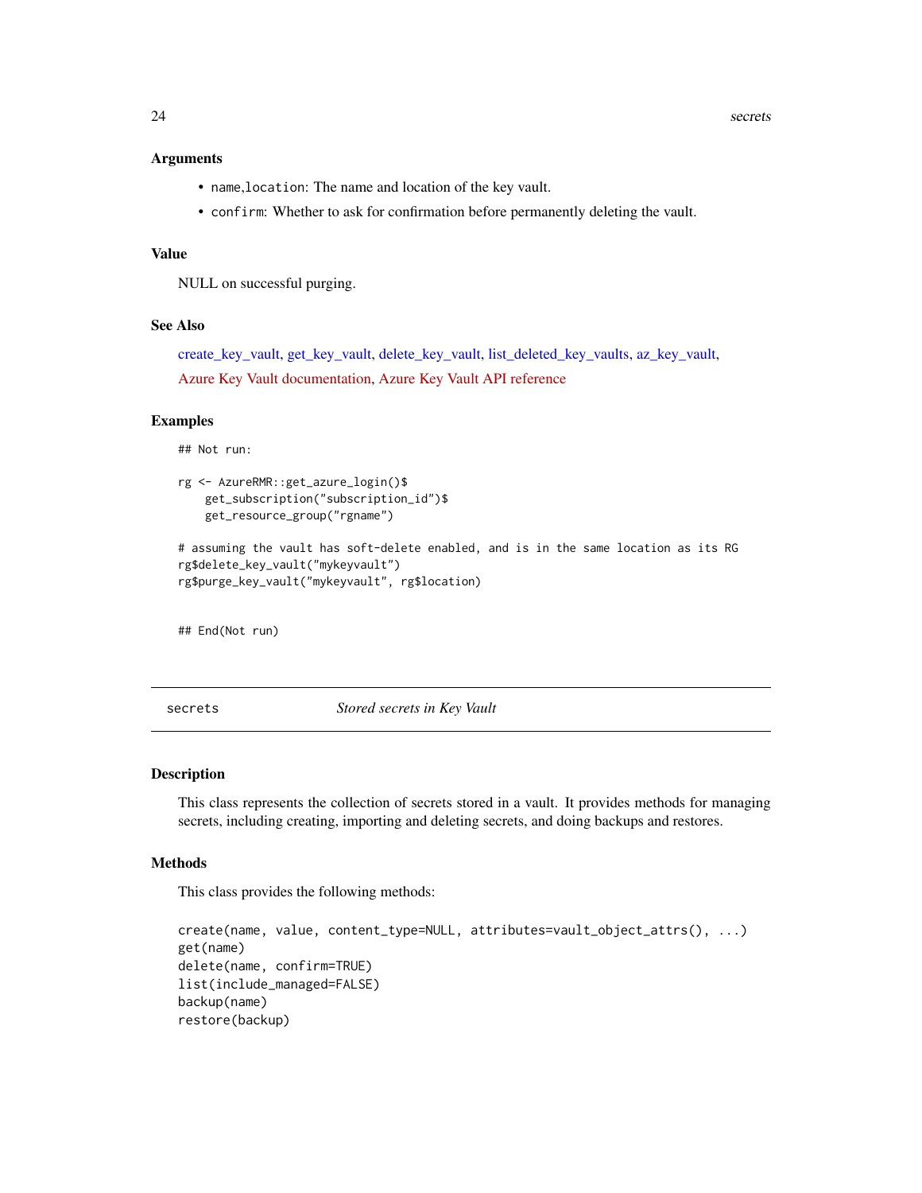### Arguments

- `name,location`: The name and location of the key vault.
- `confirm`: Whether to ask for confirmation before permanently deleting the vault.

### Value

NULL on successful purging.

### See Also

create_key_vault, get_key_vault, delete_key_vault, list_deleted_key_vaults, az_key_vault,

Azure Key Vault documentation, Azure Key Vault API reference

### Examples

```
## Not run:

rg <- AzureRMR::get_azure_login()$
    get_subscription("subscription_id")$
    get_resource_group("rgname")

# assuming the vault has soft-delete enabled, and is in the same location as its RG
rg$delete_key_vault("mykeyvault")
rg$purge_key_vault("mykeyvault", rg$location)


## End(Not run)
```

---

## secrets — *Stored secrets in Key Vault*

---

### Description

This class represents the collection of secrets stored in a vault. It provides methods for managing secrets, including creating, importing and deleting secrets, and doing backups and restores.

### Methods

This class provides the following methods:

```
create(name, value, content_type=NULL, attributes=vault_object_attrs(), ...)
get(name)
delete(name, confirm=TRUE)
list(include_managed=FALSE)
backup(name)
restore(backup)
```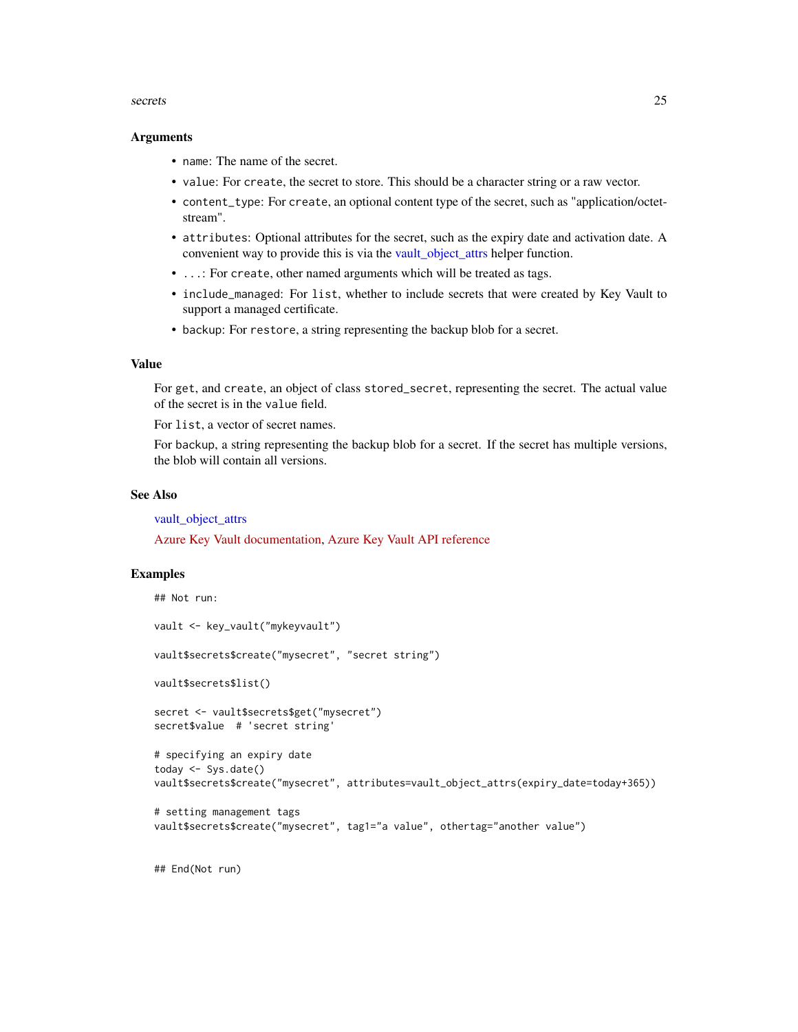### Arguments

- `name`: The name of the secret.
- `value`: For `create`, the secret to store. This should be a character string or a raw vector.
- `content_type`: For `create`, an optional content type of the secret, such as "application/octet-stream".
- `attributes`: Optional attributes for the secret, such as the expiry date and activation date. A convenient way to provide this is via the vault_object_attrs helper function.
- `...`: For `create`, other named arguments which will be treated as tags.
- `include_managed`: For `list`, whether to include secrets that were created by Key Vault to support a managed certificate.
- `backup`: For `restore`, a string representing the backup blob for a secret.

### Value

For `get`, and `create`, an object of class `stored_secret`, representing the secret. The actual value of the secret is in the `value` field.

For `list`, a vector of secret names.

For `backup`, a string representing the backup blob for a secret. If the secret has multiple versions, the blob will contain all versions.

### See Also

vault_object_attrs

Azure Key Vault documentation, Azure Key Vault API reference

### Examples

```
## Not run:

vault <- key_vault("mykeyvault")

vault$secrets$create("mysecret", "secret string")

vault$secrets$list()

secret <- vault$secrets$get("mysecret")
secret$value  # 'secret string'

# specifying an expiry date
today <- Sys.date()
vault$secrets$create("mysecret", attributes=vault_object_attrs(expiry_date=today+365))

# setting management tags
vault$secrets$create("mysecret", tag1="a value", othertag="another value")


## End(Not run)
```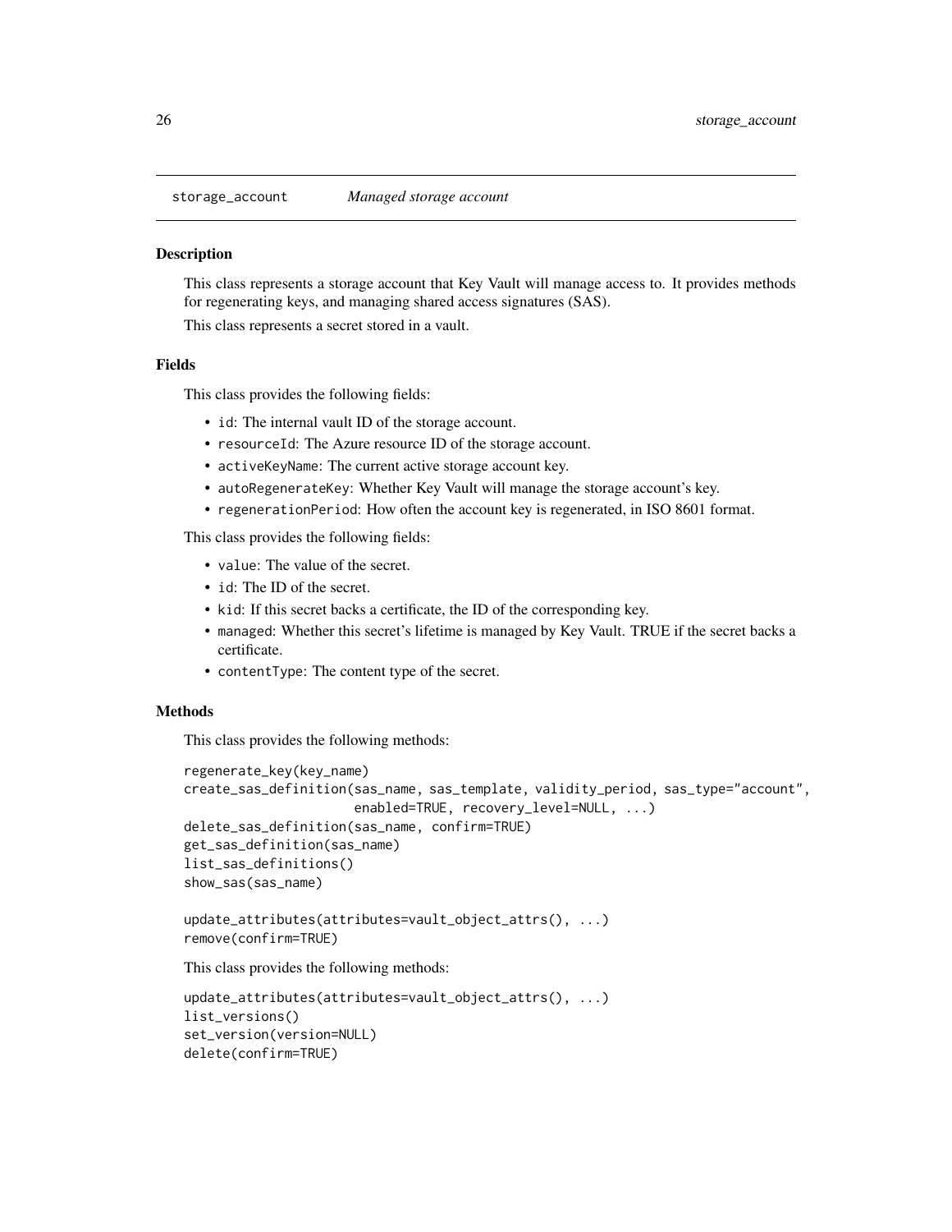# storage_account *Managed storage account*

## Description

This class represents a storage account that Key Vault will manage access to. It provides methods for regenerating keys, and managing shared access signatures (SAS).

This class represents a secret stored in a vault.

## Fields

This class provides the following fields:

- `id`: The internal vault ID of the storage account.
- `resourceId`: The Azure resource ID of the storage account.
- `activeKeyName`: The current active storage account key.
- `autoRegenerateKey`: Whether Key Vault will manage the storage account's key.
- `regenerationPeriod`: How often the account key is regenerated, in ISO 8601 format.

This class provides the following fields:

- `value`: The value of the secret.
- `id`: The ID of the secret.
- `kid`: If this secret backs a certificate, the ID of the corresponding key.
- `managed`: Whether this secret's lifetime is managed by Key Vault. TRUE if the secret backs a certificate.
- `contentType`: The content type of the secret.

## Methods

This class provides the following methods:

```
regenerate_key(key_name)
create_sas_definition(sas_name, sas_template, validity_period, sas_type="account",
                      enabled=TRUE, recovery_level=NULL, ...)
delete_sas_definition(sas_name, confirm=TRUE)
get_sas_definition(sas_name)
list_sas_definitions()
show_sas(sas_name)

update_attributes(attributes=vault_object_attrs(), ...)
remove(confirm=TRUE)
```

This class provides the following methods:

```
update_attributes(attributes=vault_object_attrs(), ...)
list_versions()
set_version(version=NULL)
delete(confirm=TRUE)
```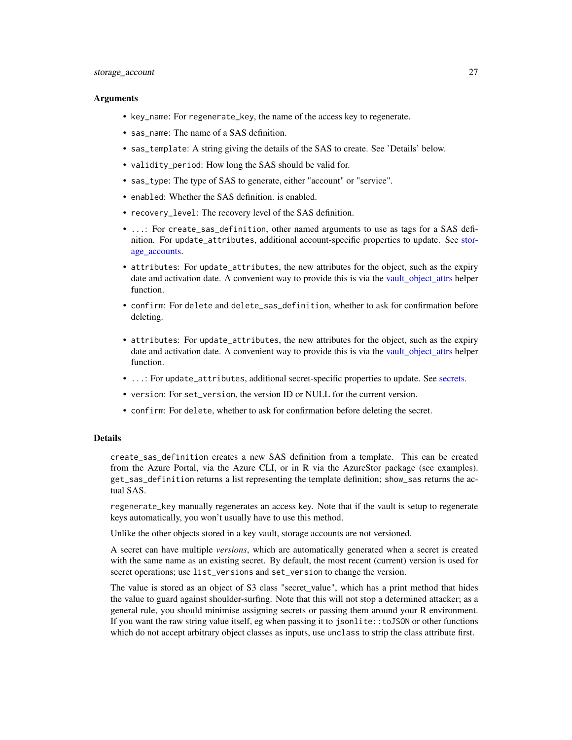## Arguments

- `key_name`: For `regenerate_key`, the name of the access key to regenerate.
- `sas_name`: The name of a SAS definition.
- `sas_template`: A string giving the details of the SAS to create. See 'Details' below.
- `validity_period`: How long the SAS should be valid for.
- `sas_type`: The type of SAS to generate, either "account" or "service".
- `enabled`: Whether the SAS definition. is enabled.
- `recovery_level`: The recovery level of the SAS definition.
- `...`: For `create_sas_definition`, other named arguments to use as tags for a SAS definition. For `update_attributes`, additional account-specific properties to update. See storage_accounts.
- `attributes`: For `update_attributes`, the new attributes for the object, such as the expiry date and activation date. A convenient way to provide this is via the vault_object_attrs helper function.
- `confirm`: For `delete` and `delete_sas_definition`, whether to ask for confirmation before deleting.
- `attributes`: For `update_attributes`, the new attributes for the object, such as the expiry date and activation date. A convenient way to provide this is via the vault_object_attrs helper function.
- `...`: For `update_attributes`, additional secret-specific properties to update. See secrets.
- `version`: For `set_version`, the version ID or NULL for the current version.
- `confirm`: For `delete`, whether to ask for confirmation before deleting the secret.

## Details

`create_sas_definition` creates a new SAS definition from a template. This can be created from the Azure Portal, via the Azure CLI, or in R via the AzureStor package (see examples). `get_sas_definition` returns a list representing the template definition; `show_sas` returns the actual SAS.

`regenerate_key` manually regenerates an access key. Note that if the vault is setup to regenerate keys automatically, you won't usually have to use this method.

Unlike the other objects stored in a key vault, storage accounts are not versioned.

A secret can have multiple *versions*, which are automatically generated when a secret is created with the same name as an existing secret. By default, the most recent (current) version is used for secret operations; use `list_versions` and `set_version` to change the version.

The value is stored as an object of S3 class "secret_value", which has a print method that hides the value to guard against shoulder-surfing. Note that this will not stop a determined attacker; as a general rule, you should minimise assigning secrets or passing them around your R environment. If you want the raw string value itself, eg when passing it to `jsonlite::toJSON` or other functions which do not accept arbitrary object classes as inputs, use `unclass` to strip the class attribute first.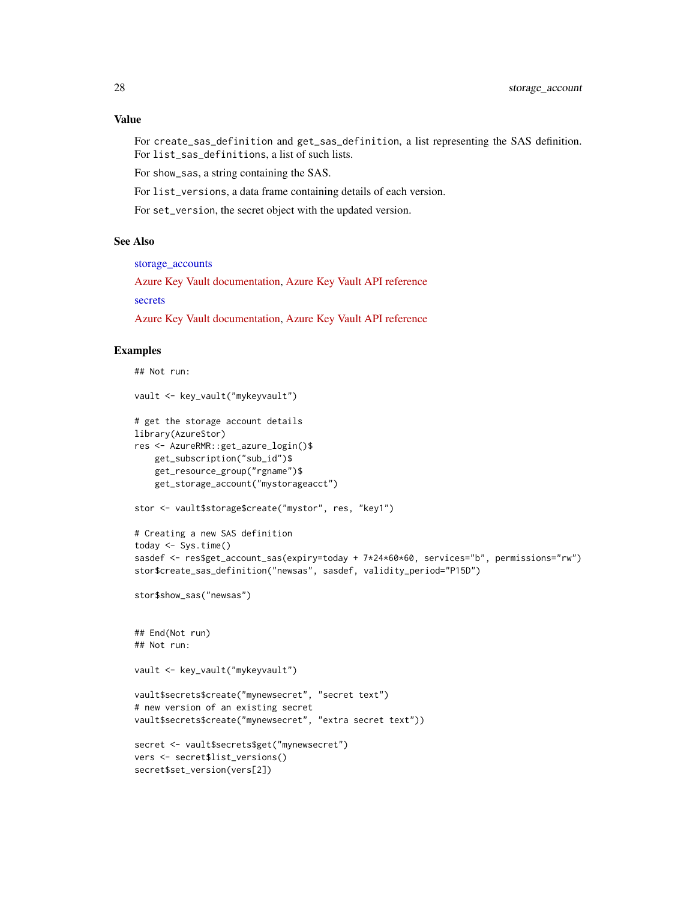### Value

For `create_sas_definition` and `get_sas_definition`, a list representing the SAS definition. For `list_sas_definitions`, a list of such lists.

For `show_sas`, a string containing the SAS.

For `list_versions`, a data frame containing details of each version.

For `set_version`, the secret object with the updated version.

### See Also

storage_accounts

Azure Key Vault documentation, Azure Key Vault API reference

secrets

Azure Key Vault documentation, Azure Key Vault API reference

### Examples

```
## Not run:

vault <- key_vault("mykeyvault")

# get the storage account details
library(AzureStor)
res <- AzureRMR::get_azure_login()$
    get_subscription("sub_id")$
    get_resource_group("rgname")$
    get_storage_account("mystorageacct")

stor <- vault$storage$create("mystor", res, "key1")

# Creating a new SAS definition
today <- Sys.time()
sasdef <- res$get_account_sas(expiry=today + 7*24*60*60, services="b", permissions="rw")
stor$create_sas_definition("newsas", sasdef, validity_period="P15D")

stor$show_sas("newsas")


## End(Not run)
## Not run:

vault <- key_vault("mykeyvault")

vault$secrets$create("mynewsecret", "secret text")
# new version of an existing secret
vault$secrets$create("mynewsecret", "extra secret text"))

secret <- vault$secrets$get("mynewsecret")
vers <- secret$list_versions()
secret$set_version(vers[2])
```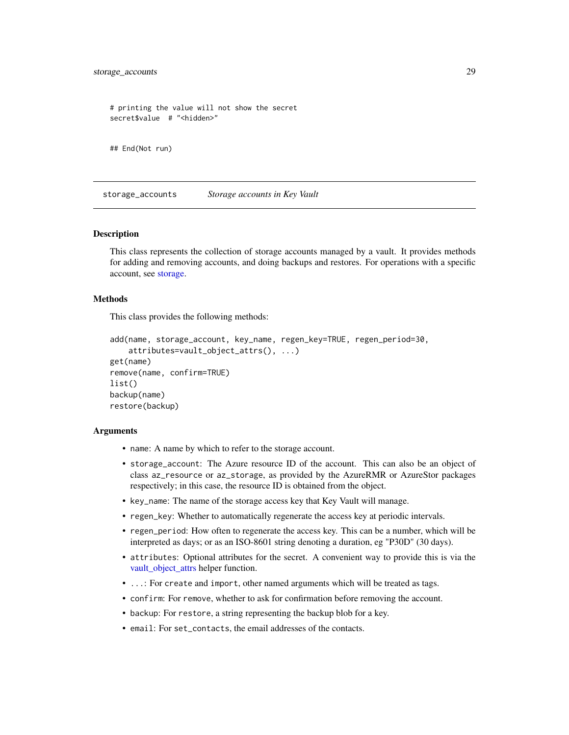```
# printing the value will not show the secret
secret$value  # "<hidden>"


## End(Not run)
```

## storage_accounts    *Storage accounts in Key Vault*

### Description

This class represents the collection of storage accounts managed by a vault. It provides methods for adding and removing accounts, and doing backups and restores. For operations with a specific account, see storage.

### Methods

This class provides the following methods:

```
add(name, storage_account, key_name, regen_key=TRUE, regen_period=30,
    attributes=vault_object_attrs(), ...)
get(name)
remove(name, confirm=TRUE)
list()
backup(name)
restore(backup)
```

### Arguments

- `name`: A name by which to refer to the storage account.
- `storage_account`: The Azure resource ID of the account. This can also be an object of class `az_resource` or `az_storage`, as provided by the AzureRMR or AzureStor packages respectively; in this case, the resource ID is obtained from the object.
- `key_name`: The name of the storage access key that Key Vault will manage.
- `regen_key`: Whether to automatically regenerate the access key at periodic intervals.
- `regen_period`: How often to regenerate the access key. This can be a number, which will be interpreted as days; or as an ISO-8601 string denoting a duration, eg "P30D" (30 days).
- `attributes`: Optional attributes for the secret. A convenient way to provide this is via the vault_object_attrs helper function.
- `...`: For `create` and `import`, other named arguments which will be treated as tags.
- `confirm`: For `remove`, whether to ask for confirmation before removing the account.
- `backup`: For `restore`, a string representing the backup blob for a key.
- `email`: For `set_contacts`, the email addresses of the contacts.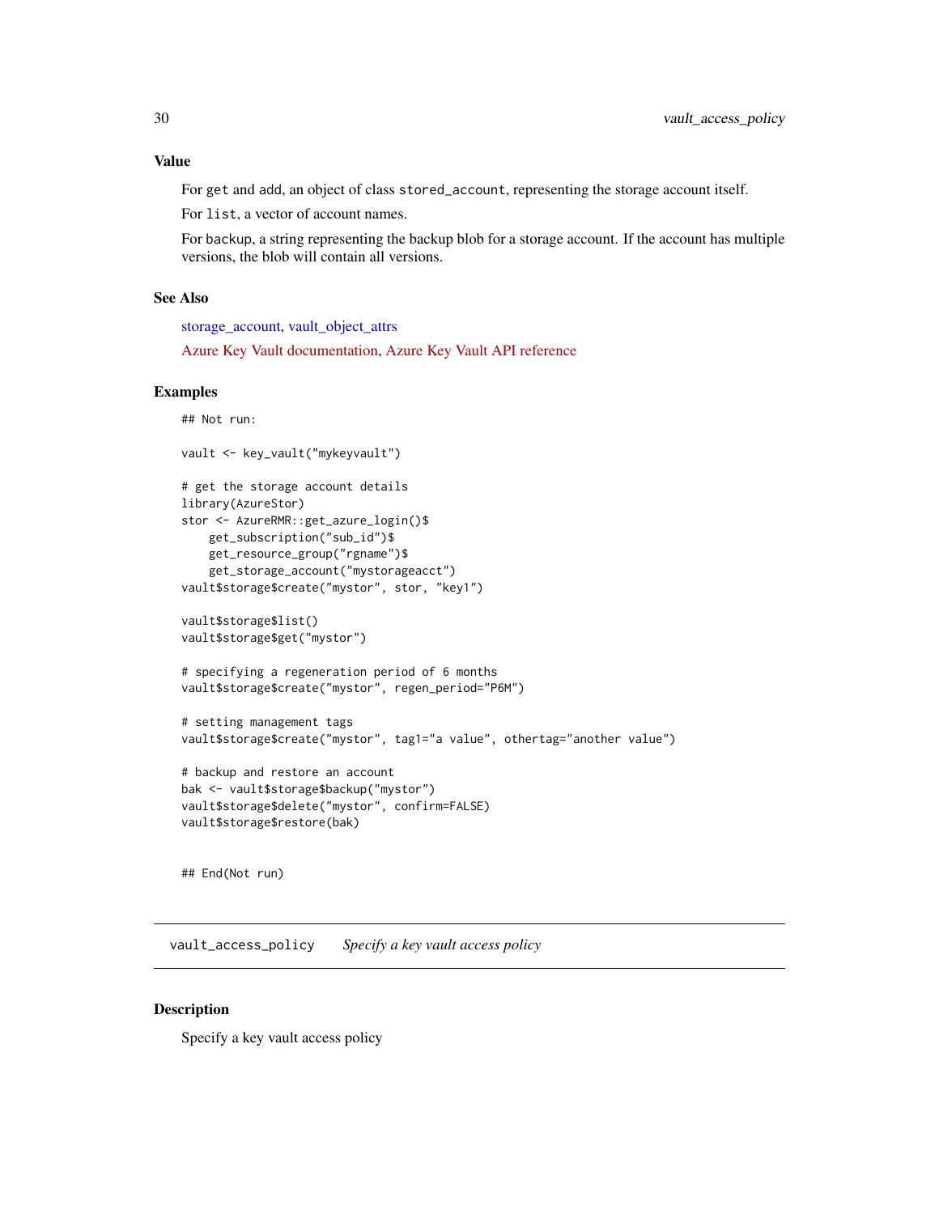### Value

For `get` and `add`, an object of class `stored_account`, representing the storage account itself.

For `list`, a vector of account names.

For `backup`, a string representing the backup blob for a storage account. If the account has multiple versions, the blob will contain all versions.

### See Also

storage_account, vault_object_attrs

Azure Key Vault documentation, Azure Key Vault API reference

### Examples

```
## Not run:

vault <- key_vault("mykeyvault")

# get the storage account details
library(AzureStor)
stor <- AzureRMR::get_azure_login()$
    get_subscription("sub_id")$
    get_resource_group("rgname")$
    get_storage_account("mystorageacct")
vault$storage$create("mystor", stor, "key1")

vault$storage$list()
vault$storage$get("mystor")

# specifying a regeneration period of 6 months
vault$storage$create("mystor", regen_period="P6M")

# setting management tags
vault$storage$create("mystor", tag1="a value", othertag="another value")

# backup and restore an account
bak <- vault$storage$backup("mystor")
vault$storage$delete("mystor", confirm=FALSE)
vault$storage$restore(bak)


## End(Not run)
```

---

## vault_access_policy *Specify a key vault access policy*

### Description

Specify a key vault access policy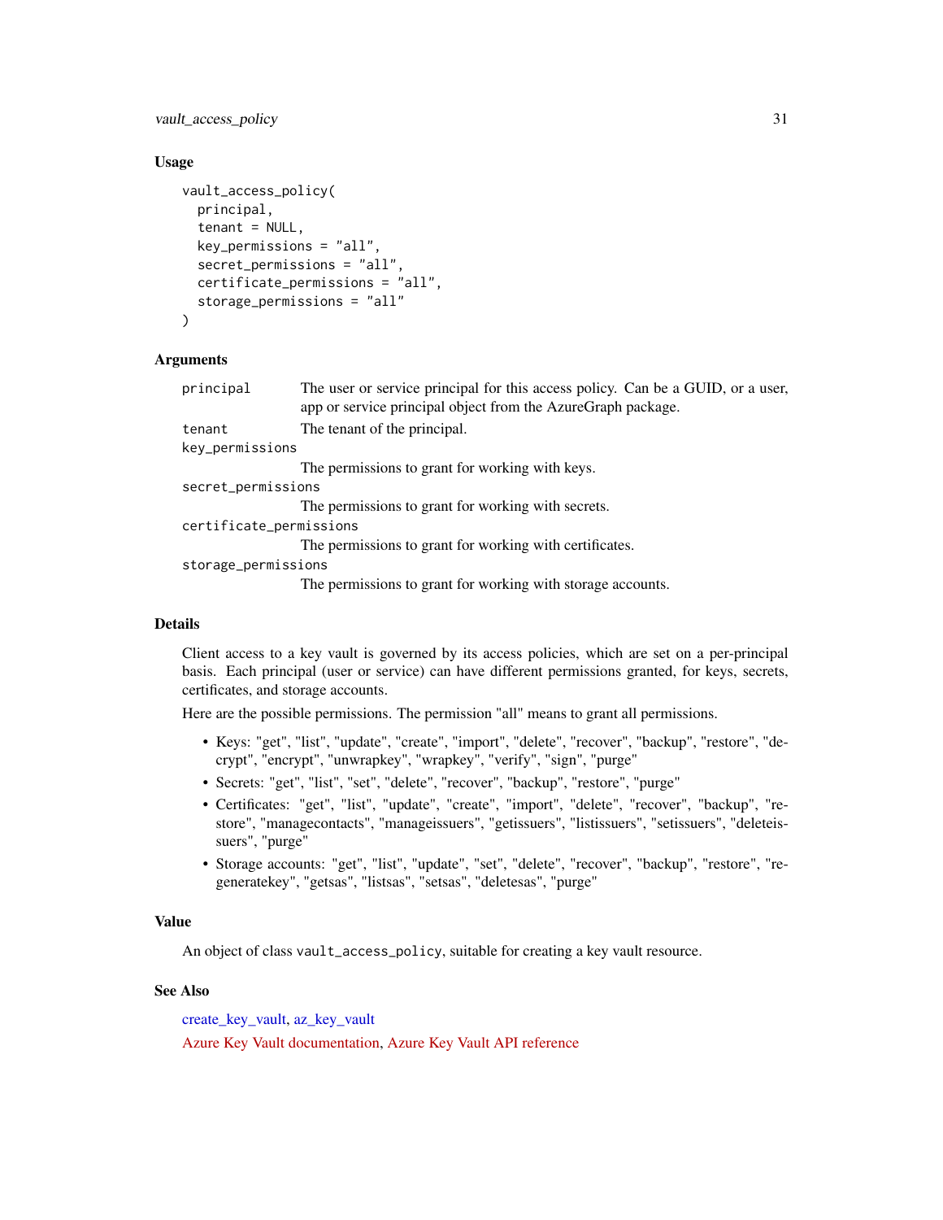## Usage

```
vault_access_policy(
  principal,
  tenant = NULL,
  key_permissions = "all",
  secret_permissions = "all",
  certificate_permissions = "all",
  storage_permissions = "all"
)
```

## Arguments

| | |
|---|---|
| `principal` | The user or service principal for this access policy. Can be a GUID, or a user, app or service principal object from the AzureGraph package. |
| `tenant` | The tenant of the principal. |
| `key_permissions` | The permissions to grant for working with keys. |
| `secret_permissions` | The permissions to grant for working with secrets. |
| `certificate_permissions` | The permissions to grant for working with certificates. |
| `storage_permissions` | The permissions to grant for working with storage accounts. |

## Details

Client access to a key vault is governed by its access policies, which are set on a per-principal basis. Each principal (user or service) can have different permissions granted, for keys, secrets, certificates, and storage accounts.

Here are the possible permissions. The permission "all" means to grant all permissions.

- Keys: "get", "list", "update", "create", "import", "delete", "recover", "backup", "restore", "decrypt", "encrypt", "unwrapkey", "wrapkey", "verify", "sign", "purge"
- Secrets: "get", "list", "set", "delete", "recover", "backup", "restore", "purge"
- Certificates: "get", "list", "update", "create", "import", "delete", "recover", "backup", "restore", "managecontacts", "manageissuers", "getissuers", "listissuers", "setissuers", "deleteissuers", "purge"
- Storage accounts: "get", "list", "update", "set", "delete", "recover", "backup", "restore", "regeneratekey", "getsas", "listsas", "setsas", "deletesas", "purge"

## Value

An object of class `vault_access_policy`, suitable for creating a key vault resource.

## See Also

create_key_vault, az_key_vault

Azure Key Vault documentation, Azure Key Vault API reference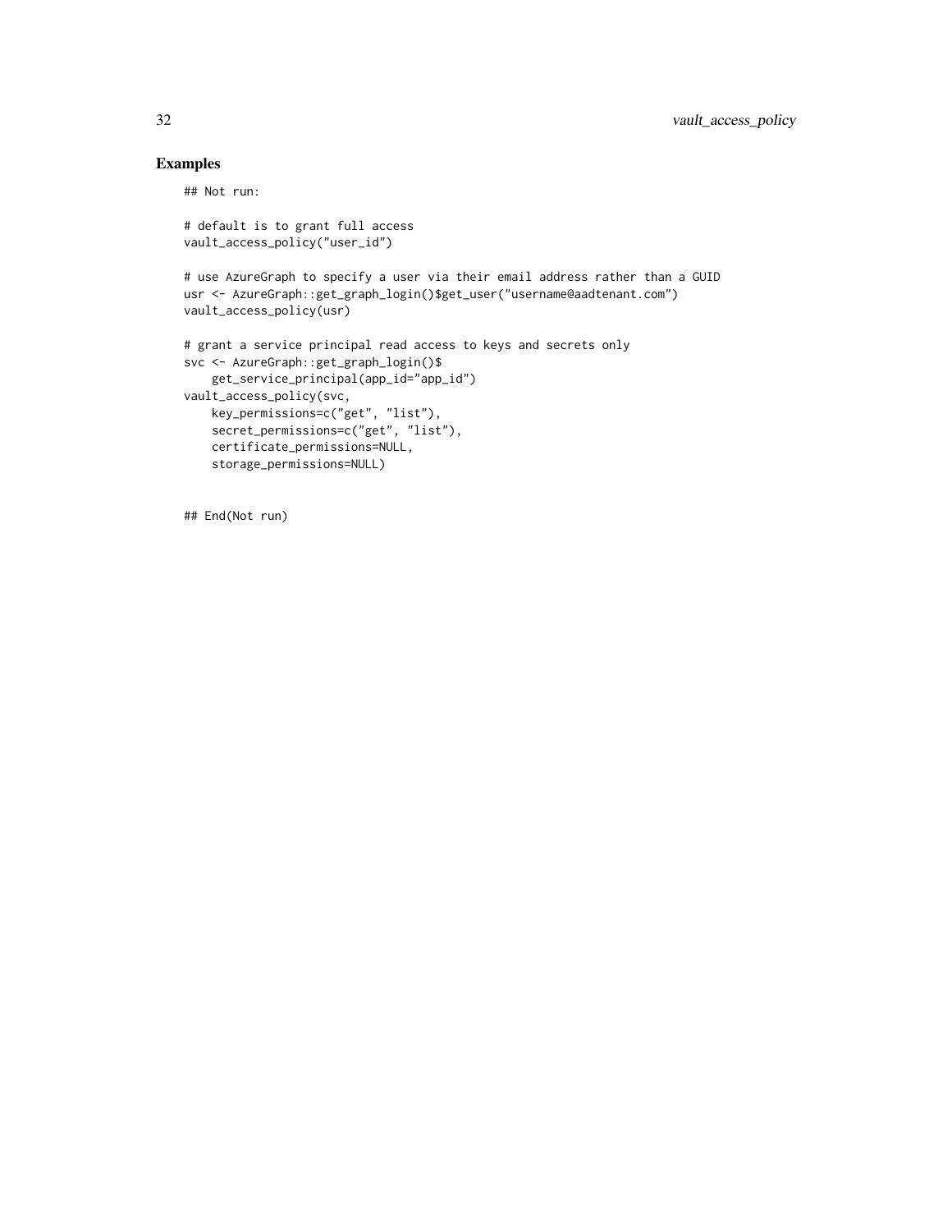## Examples

```
## Not run:

# default is to grant full access
vault_access_policy("user_id")

# use AzureGraph to specify a user via their email address rather than a GUID
usr <- AzureGraph::get_graph_login()$get_user("username@aadtenant.com")
vault_access_policy(usr)

# grant a service principal read access to keys and secrets only
svc <- AzureGraph::get_graph_login()$
    get_service_principal(app_id="app_id")
vault_access_policy(svc,
    key_permissions=c("get", "list"),
    secret_permissions=c("get", "list"),
    certificate_permissions=NULL,
    storage_permissions=NULL)


## End(Not run)
```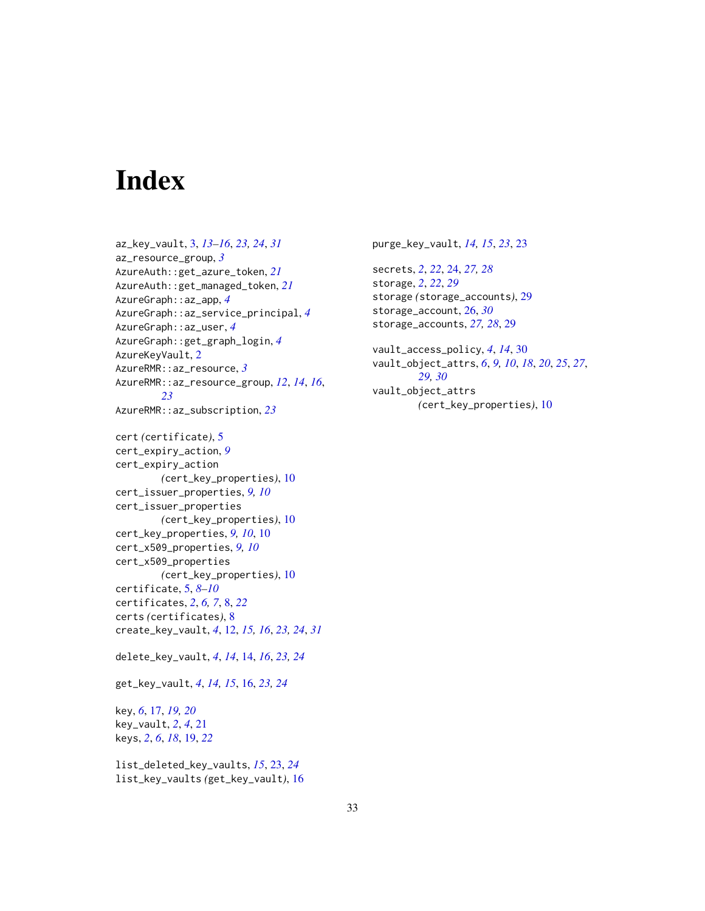# Index

az_key_vault, 3, *13–16*, *23, 24*, *31*
az_resource_group, *3*
AzureAuth::get_azure_token, *21*
AzureAuth::get_managed_token, *21*
AzureGraph::az_app, *4*
AzureGraph::az_service_principal, *4*
AzureGraph::az_user, *4*
AzureGraph::get_graph_login, *4*
AzureKeyVault, 2
AzureRMR::az_resource, *3*
AzureRMR::az_resource_group, *12*, *14*, *16*, *23*
AzureRMR::az_subscription, *23*

cert *(*certificate*)*, 5
cert_expiry_action, *9*
cert_expiry_action *(*cert_key_properties*)*, 10
cert_issuer_properties, *9, 10*
cert_issuer_properties *(*cert_key_properties*)*, 10
cert_key_properties, *9, 10*, 10
cert_x509_properties, *9, 10*
cert_x509_properties *(*cert_key_properties*)*, 10
certificate, 5, *8–10*
certificates, *2*, *6, 7*, 8, *22*
certs *(*certificates*)*, 8
create_key_vault, *4*, 12, *15, 16*, *23, 24*, *31*

delete_key_vault, *4*, *14*, 14, *16*, *23, 24*

get_key_vault, *4*, *14, 15*, 16, *23, 24*

key, *6*, 17, *19, 20*
key_vault, *2*, *4*, 21
keys, *2*, *6*, *18*, 19, *22*

list_deleted_key_vaults, *15*, 23, *24*
list_key_vaults *(*get_key_vault*)*, 16

purge_key_vault, *14, 15*, *23*, 23

secrets, *2*, *22*, 24, *27, 28*
storage, *2*, *22*, *29*
storage *(*storage_accounts*)*, 29
storage_account, 26, *30*
storage_accounts, *27, 28*, 29

vault_access_policy, *4*, *14*, 30
vault_object_attrs, *6*, *9, 10*, *18*, *20*, *25*, *27*, *29, 30*
vault_object_attrs *(*cert_key_properties*)*, 10